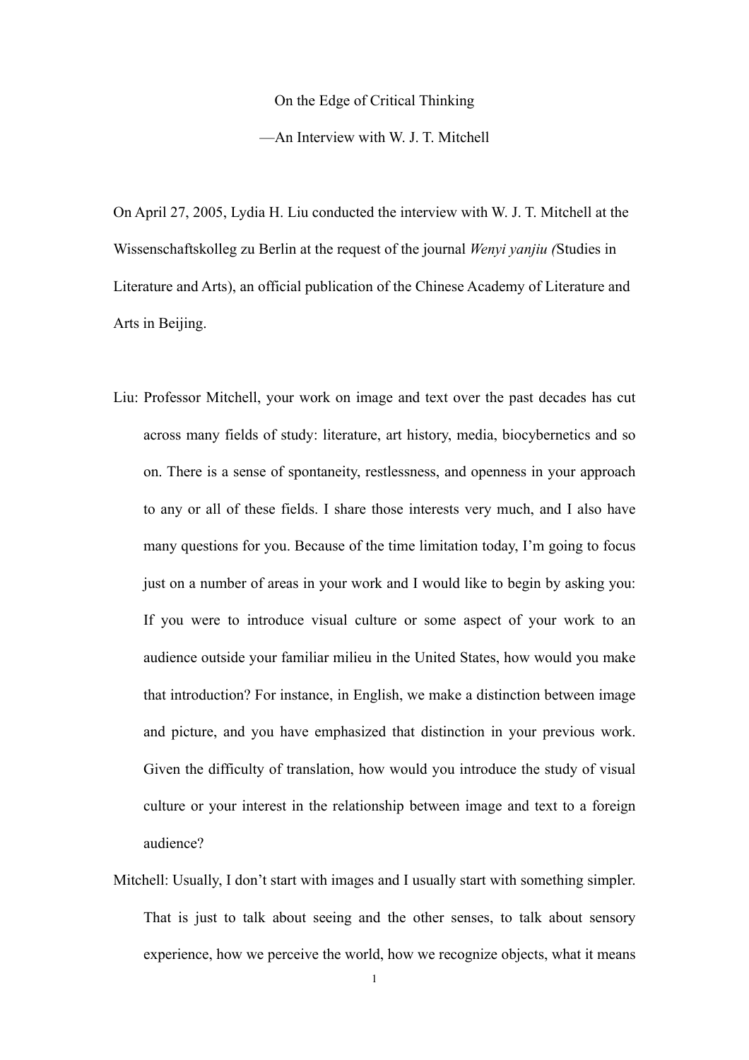# On the Edge of Critical Thinking

## —An Interview with W. J. T. Mitchell

On April 27, 2005, Lydia H. Liu conducted the interview with W. J. T. Mitchell at the Wissenschaftskolleg zu Berlin at the request of the journal *Wenyi yanjiu (*Studies in Literature and Arts), an official publication of the Chinese Academy of Literature and Arts in Beijing.

Liu: Professor Mitchell, your work on image and text over the past decades has cut across many fields of study: literature, art history, media, biocybernetics and so on. There is a sense of spontaneity, restlessness, and openness in your approach to any or all of these fields. I share those interests very much, and I also have many questions for you. Because of the time limitation today, I'm going to focus just on a number of areas in your work and I would like to begin by asking you: If you were to introduce visual culture or some aspect of your work to an audience outside your familiar milieu in the United States, how would you make that introduction? For instance, in English, we make a distinction between image and picture, and you have emphasized that distinction in your previous work. Given the difficulty of translation, how would you introduce the study of visual culture or your interest in the relationship between image and text to a foreign audience?

Mitchell: Usually, I don't start with images and I usually start with something simpler. That is just to talk about seeing and the other senses, to talk about sensory experience, how we perceive the world, how we recognize objects, what it means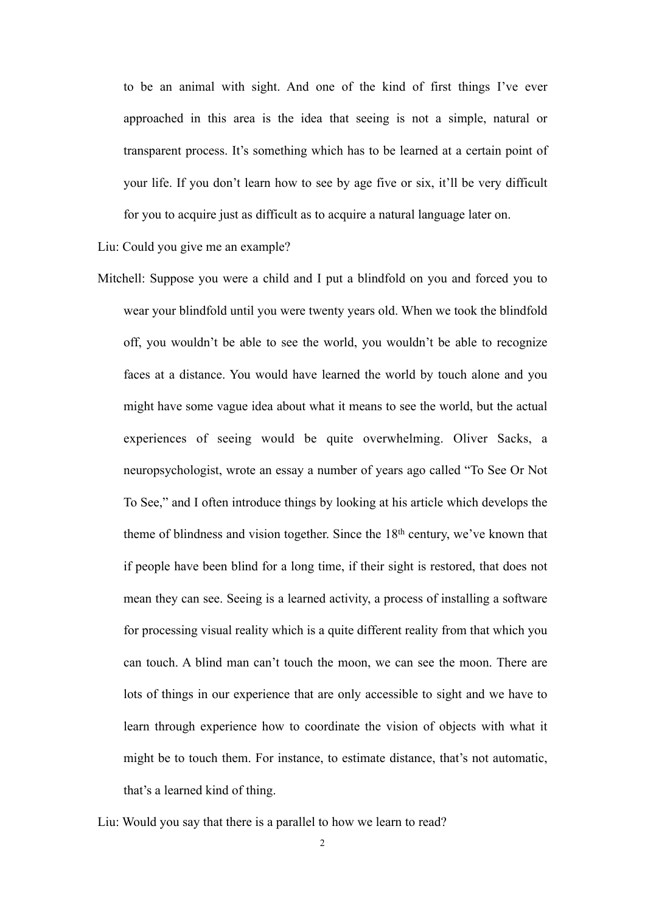to be an animal with sight. And one of the kind of first things I've ever approached in this area is the idea that seeing is not a simple, natural or transparent process. It's something which has to be learned at a certain point of your life. If you don't learn how to see by age five or six, it'll be very difficult for you to acquire just as difficult as to acquire a natural language later on.

Liu: Could you give me an example?

Mitchell: Suppose you were a child and I put a blindfold on you and forced you to wear your blindfold until you were twenty years old. When we took the blindfold off, you wouldn't be able to see the world, you wouldn't be able to recognize faces at a distance. You would have learned the world by touch alone and you might have some vague idea about what it means to see the world, but the actual experiences of seeing would be quite overwhelming. Oliver Sacks, a neuropsychologist, wrote an essay a number of years ago called "To See Or Not To See," and I often introduce things by looking at his article which develops the theme of blindness and vision together. Since the 18th century, we've known that if people have been blind for a long time, if their sight is restored, that does not mean they can see. Seeing is a learned activity, a process of installing a software for processing visual reality which is a quite different reality from that which you can touch. A blind man can't touch the moon, we can see the moon. There are lots of things in our experience that are only accessible to sight and we have to learn through experience how to coordinate the vision of objects with what it might be to touch them. For instance, to estimate distance, that's not automatic, that's a learned kind of thing.

Liu: Would you say that there is a parallel to how we learn to read?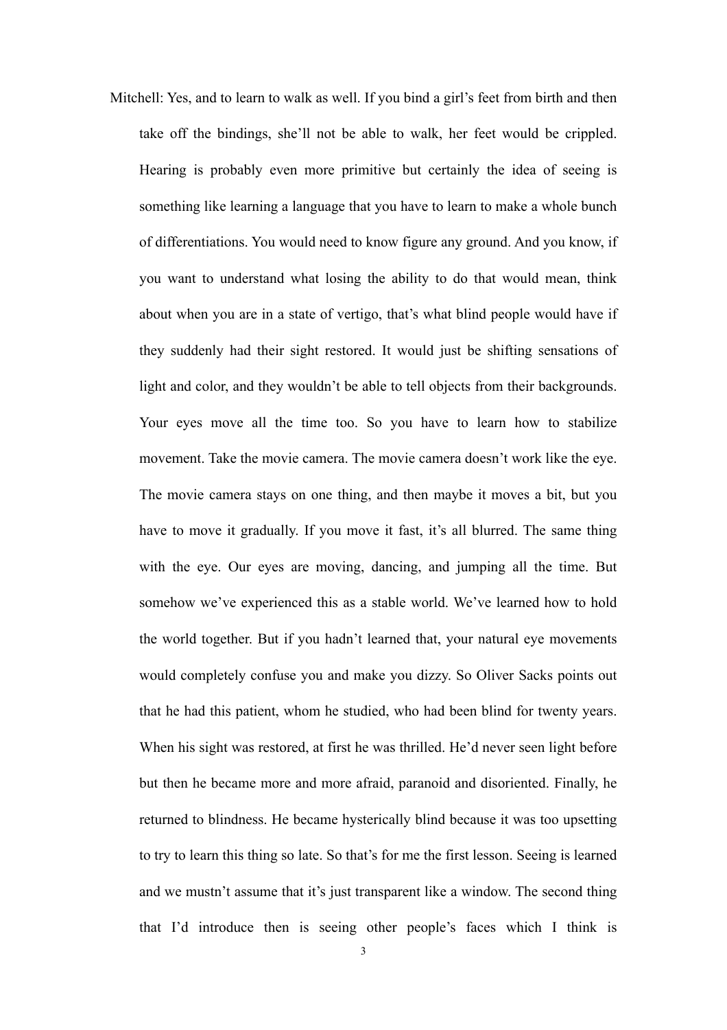Mitchell: Yes, and to learn to walk as well. If you bind a girl's feet from birth and then take off the bindings, she'll not be able to walk, her feet would be crippled. Hearing is probably even more primitive but certainly the idea of seeing is something like learning a language that you have to learn to make a whole bunch of differentiations. You would need to know figure any ground. And you know, if you want to understand what losing the ability to do that would mean, think about when you are in a state of vertigo, that's what blind people would have if they suddenly had their sight restored. It would just be shifting sensations of light and color, and they wouldn't be able to tell objects from their backgrounds. Your eyes move all the time too. So you have to learn how to stabilize movement. Take the movie camera. The movie camera doesn't work like the eye. The movie camera stays on one thing, and then maybe it moves a bit, but you have to move it gradually. If you move it fast, it's all blurred. The same thing with the eye. Our eyes are moving, dancing, and jumping all the time. But somehow we've experienced this as a stable world. We've learned how to hold the world together. But if you hadn't learned that, your natural eye movements would completely confuse you and make you dizzy. So Oliver Sacks points out that he had this patient, whom he studied, who had been blind for twenty years. When his sight was restored, at first he was thrilled. He'd never seen light before but then he became more and more afraid, paranoid and disoriented. Finally, he returned to blindness. He became hysterically blind because it was too upsetting to try to learn this thing so late. So that's for me the first lesson. Seeing is learned and we mustn't assume that it's just transparent like a window. The second thing that I'd introduce then is seeing other people's faces which I think is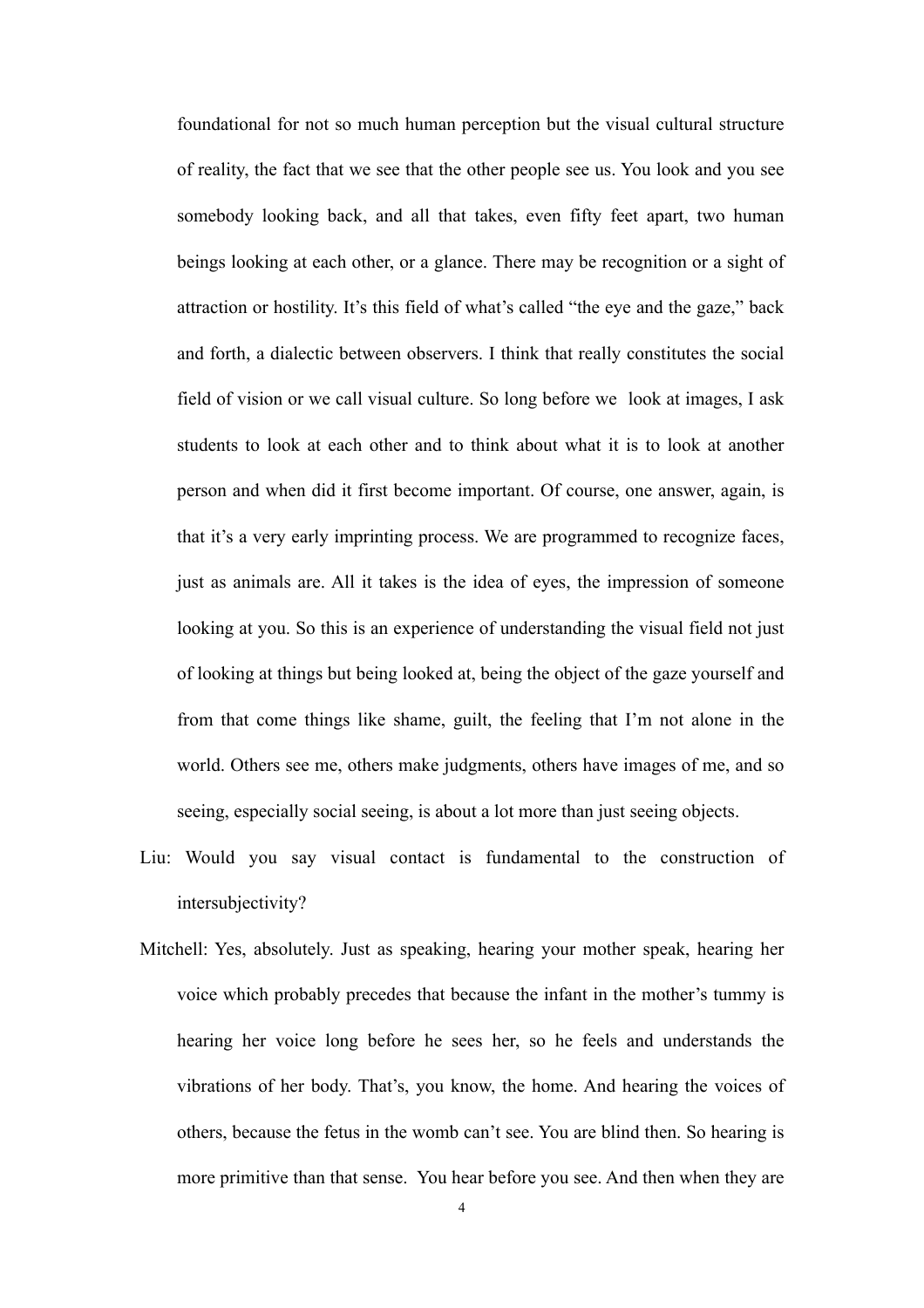foundational for not so much human perception but the visual cultural structure of reality, the fact that we see that the other people see us. You look and you see somebody looking back, and all that takes, even fifty feet apart, two human beings looking at each other, or a glance. There may be recognition or a sight of attraction or hostility. It's this field of what's called "the eye and the gaze," back and forth, a dialectic between observers. I think that really constitutes the social field of vision or we call visual culture. So long before we look at images, I ask students to look at each other and to think about what it is to look at another person and when did it first become important. Of course, one answer, again, is that it's a very early imprinting process. We are programmed to recognize faces, just as animals are. All it takes is the idea of eyes, the impression of someone looking at you. So this is an experience of understanding the visual field not just of looking at things but being looked at, being the object of the gaze yourself and from that come things like shame, guilt, the feeling that I'm not alone in the world. Others see me, others make judgments, others have images of me, and so seeing, especially social seeing, is about a lot more than just seeing objects.

Liu: Would you say visual contact is fundamental to the construction of intersubjectivity?

Mitchell: Yes, absolutely. Just as speaking, hearing your mother speak, hearing her voice which probably precedes that because the infant in the mother's tummy is hearing her voice long before he sees her, so he feels and understands the vibrations of her body. That's, you know, the home. And hearing the voices of others, because the fetus in the womb can't see. You are blind then. So hearing is more primitive than that sense. You hear before you see. And then when they are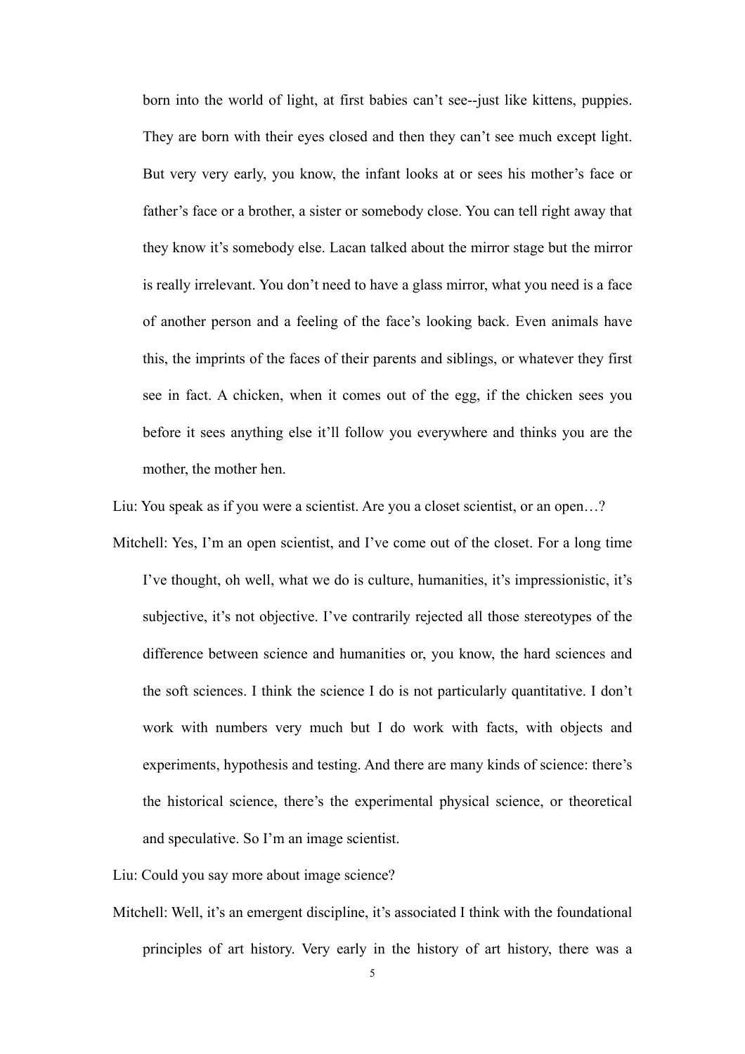born into the world of light, at first babies can't see--just like kittens, puppies. They are born with their eyes closed and then they can't see much except light. But very very early, you know, the infant looks at or sees his mother's face or father's face or a brother, a sister or somebody close. You can tell right away that they know it's somebody else. Lacan talked about the mirror stage but the mirror is really irrelevant. You don't need to have a glass mirror, what you need is a face of another person and a feeling of the face's looking back. Even animals have this, the imprints of the faces of their parents and siblings, or whatever they first see in fact. A chicken, when it comes out of the egg, if the chicken sees you before it sees anything else it'll follow you everywhere and thinks you are the mother, the mother hen.

Liu: You speak as if you were a scientist. Are you a closet scientist, or an open…?

Mitchell: Yes, I'm an open scientist, and I've come out of the closet. For a long time I've thought, oh well, what we do is culture, humanities, it's impressionistic, it's subjective, it's not objective. I've contrarily rejected all those stereotypes of the difference between science and humanities or, you know, the hard sciences and the soft sciences. I think the science I do is not particularly quantitative. I don't work with numbers very much but I do work with facts, with objects and experiments, hypothesis and testing. And there are many kinds of science: there's the historical science, there's the experimental physical science, or theoretical and speculative. So I'm an image scientist.

Liu: Could you say more about image science?

Mitchell: Well, it's an emergent discipline, it's associated I think with the foundational principles of art history. Very early in the history of art history, there was a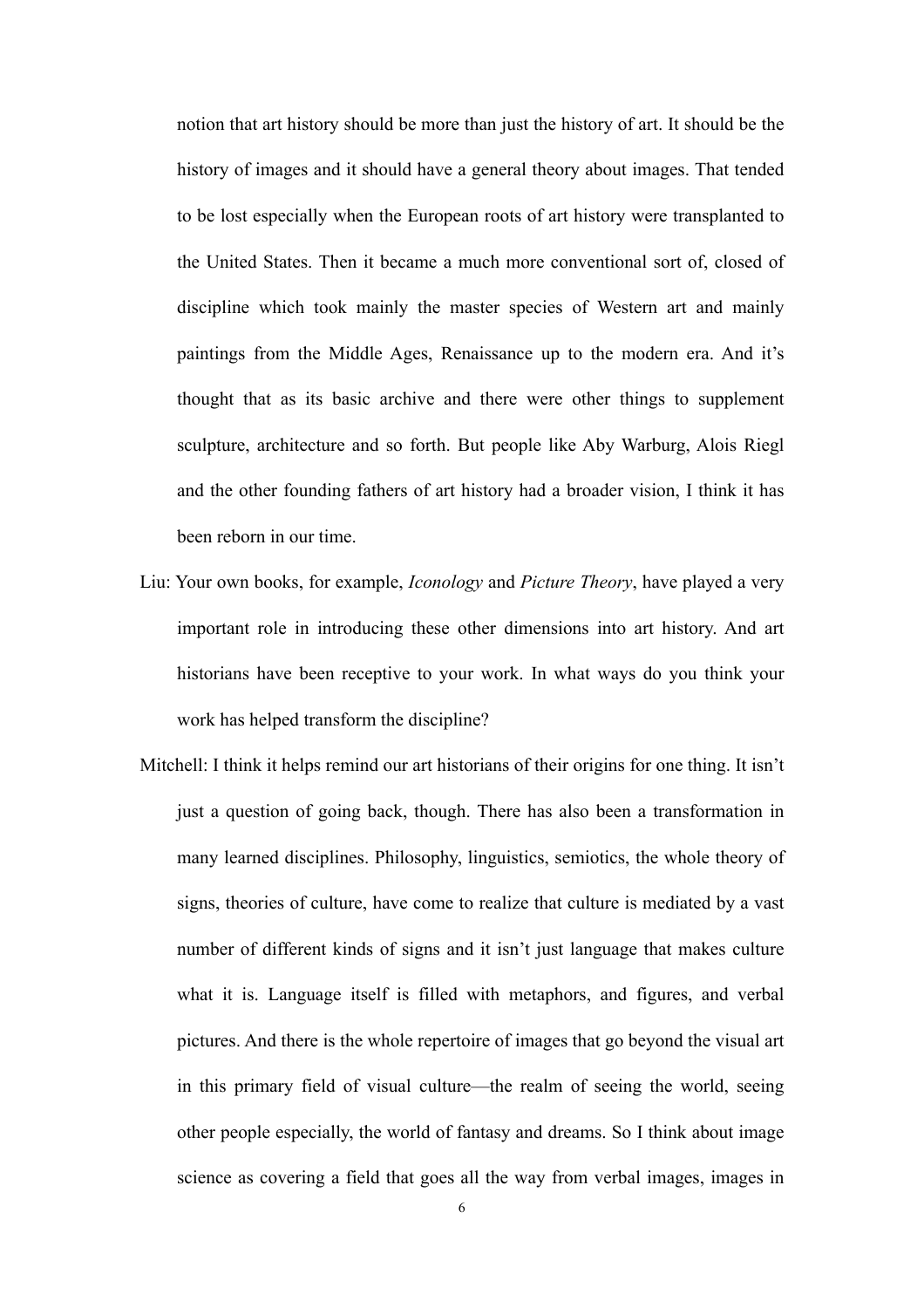notion that art history should be more than just the history of art. It should be the history of images and it should have a general theory about images. That tended to be lost especially when the European roots of art history were transplanted to the United States. Then it became a much more conventional sort of, closed of discipline which took mainly the master species of Western art and mainly paintings from the Middle Ages, Renaissance up to the modern era. And it's thought that as its basic archive and there were other things to supplement sculpture, architecture and so forth. But people like Aby Warburg, Alois Riegl and the other founding fathers of art history had a broader vision, I think it has been reborn in our time.

Liu: Your own books, for example, *Iconology* and *Picture Theory*, have played a very important role in introducing these other dimensions into art history. And art historians have been receptive to your work. In what ways do you think your work has helped transform the discipline?

Mitchell: I think it helps remind our art historians of their origins for one thing. It isn't just a question of going back, though. There has also been a transformation in many learned disciplines. Philosophy, linguistics, semiotics, the whole theory of signs, theories of culture, have come to realize that culture is mediated by a vast number of different kinds of signs and it isn't just language that makes culture what it is. Language itself is filled with metaphors, and figures, and verbal pictures. And there is the whole repertoire of images that go beyond the visual art in this primary field of visual culture—the realm of seeing the world, seeing other people especially, the world of fantasy and dreams. So I think about image science as covering a field that goes all the way from verbal images, images in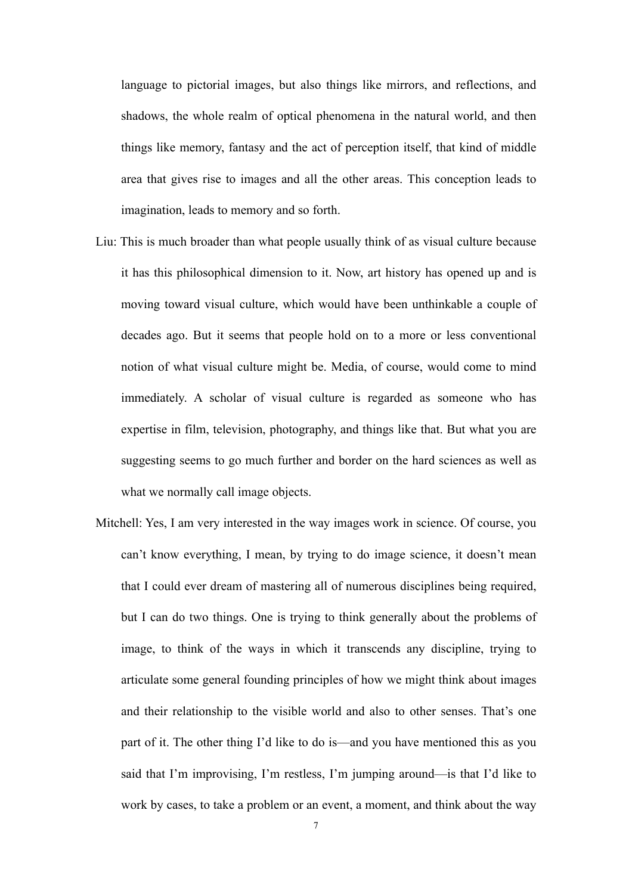language to pictorial images, but also things like mirrors, and reflections, and shadows, the whole realm of optical phenomena in the natural world, and then things like memory, fantasy and the act of perception itself, that kind of middle area that gives rise to images and all the other areas. This conception leads to imagination, leads to memory and so forth.

Liu: This is much broader than what people usually think of as visual culture because it has this philosophical dimension to it. Now, art history has opened up and is moving toward visual culture, which would have been unthinkable a couple of decades ago. But it seems that people hold on to a more or less conventional notion of what visual culture might be. Media, of course, would come to mind immediately. A scholar of visual culture is regarded as someone who has expertise in film, television, photography, and things like that. But what you are suggesting seems to go much further and border on the hard sciences as well as what we normally call image objects.

Mitchell: Yes, I am very interested in the way images work in science. Of course, you can't know everything, I mean, by trying to do image science, it doesn't mean that I could ever dream of mastering all of numerous disciplines being required, but I can do two things. One is trying to think generally about the problems of image, to think of the ways in which it transcends any discipline, trying to articulate some general founding principles of how we might think about images and their relationship to the visible world and also to other senses. That's one part of it. The other thing I'd like to do is—and you have mentioned this as you said that I'm improvising, I'm restless, I'm jumping around—is that I'd like to work by cases, to take a problem or an event, a moment, and think about the way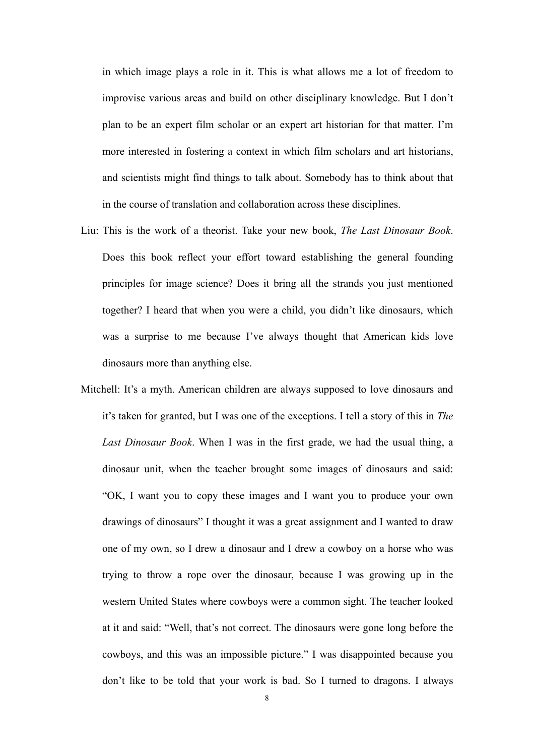in which image plays a role in it. This is what allows me a lot of freedom to improvise various areas and build on other disciplinary knowledge. But I don't plan to be an expert film scholar or an expert art historian for that matter. I'm more interested in fostering a context in which film scholars and art historians, and scientists might find things to talk about. Somebody has to think about that in the course of translation and collaboration across these disciplines.

Liu: This is the work of a theorist. Take your new book, *The Last Dinosaur Book*. Does this book reflect your effort toward establishing the general founding principles for image science? Does it bring all the strands you just mentioned together? I heard that when you were a child, you didn't like dinosaurs, which was a surprise to me because I've always thought that American kids love dinosaurs more than anything else.

Mitchell: It's a myth. American children are always supposed to love dinosaurs and it's taken for granted, but I was one of the exceptions. I tell a story of this in *The Last Dinosaur Book*. When I was in the first grade, we had the usual thing, a dinosaur unit, when the teacher brought some images of dinosaurs and said: "OK, I want you to copy these images and I want you to produce your own drawings of dinosaurs" I thought it was a great assignment and I wanted to draw one of my own, so I drew a dinosaur and I drew a cowboy on a horse who was trying to throw a rope over the dinosaur, because I was growing up in the western United States where cowboys were a common sight. The teacher looked at it and said: "Well, that's not correct. The dinosaurs were gone long before the cowboys, and this was an impossible picture." I was disappointed because you don't like to be told that your work is bad. So I turned to dragons. I always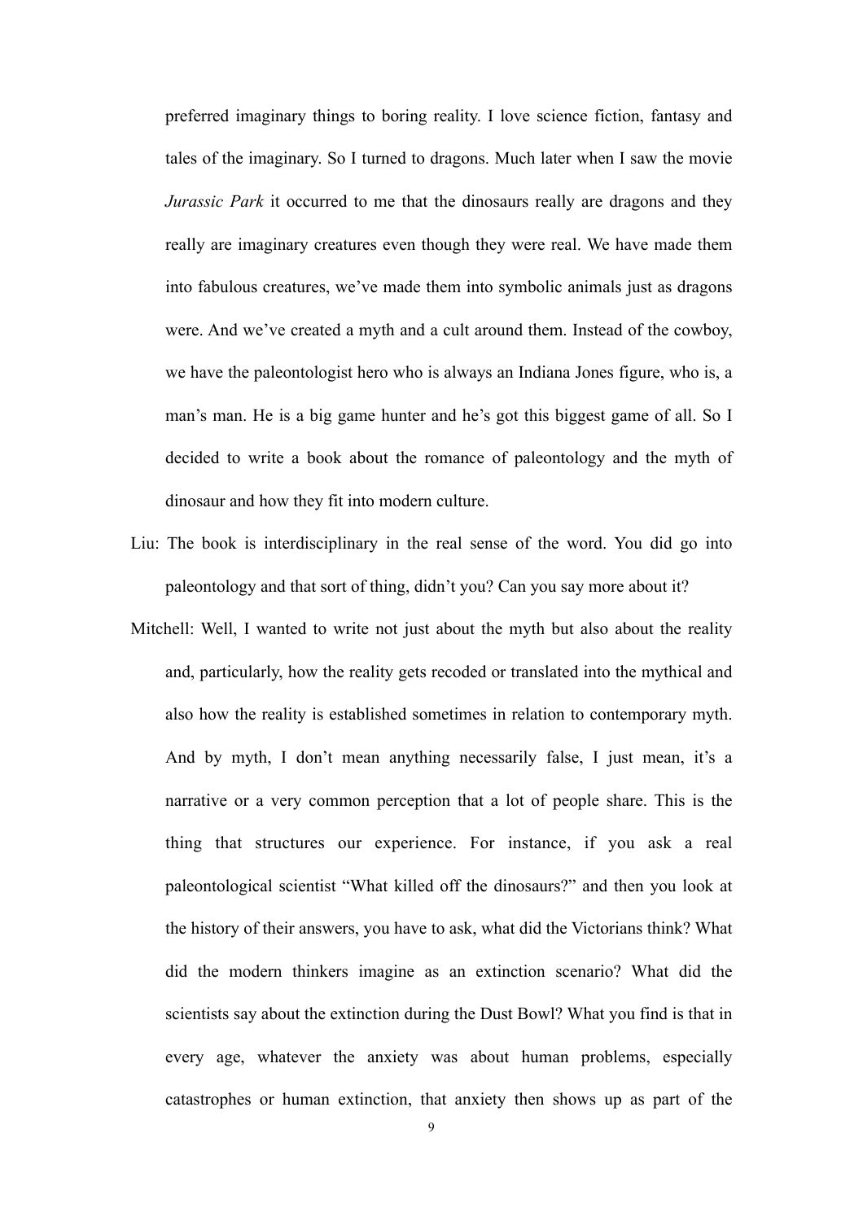preferred imaginary things to boring reality. I love science fiction, fantasy and tales of the imaginary. So I turned to dragons. Much later when I saw the movie *Jurassic Park* it occurred to me that the dinosaurs really are dragons and they really are imaginary creatures even though they were real. We have made them into fabulous creatures, we've made them into symbolic animals just as dragons were. And we've created a myth and a cult around them. Instead of the cowboy, we have the paleontologist hero who is always an Indiana Jones figure, who is, a man's man. He is a big game hunter and he's got this biggest game of all. So I decided to write a book about the romance of paleontology and the myth of dinosaur and how they fit into modern culture.

Liu: The book is interdisciplinary in the real sense of the word. You did go into paleontology and that sort of thing, didn't you? Can you say more about it?

Mitchell: Well, I wanted to write not just about the myth but also about the reality and, particularly, how the reality gets recoded or translated into the mythical and also how the reality is established sometimes in relation to contemporary myth. And by myth, I don't mean anything necessarily false, I just mean, it's a narrative or a very common perception that a lot of people share. This is the thing that structures our experience. For instance, if you ask a real paleontological scientist "What killed off the dinosaurs?" and then you look at the history of their answers, you have to ask, what did the Victorians think? What did the modern thinkers imagine as an extinction scenario? What did the scientists say about the extinction during the Dust Bowl? What you find is that in every age, whatever the anxiety was about human problems, especially catastrophes or human extinction, that anxiety then shows up as part of the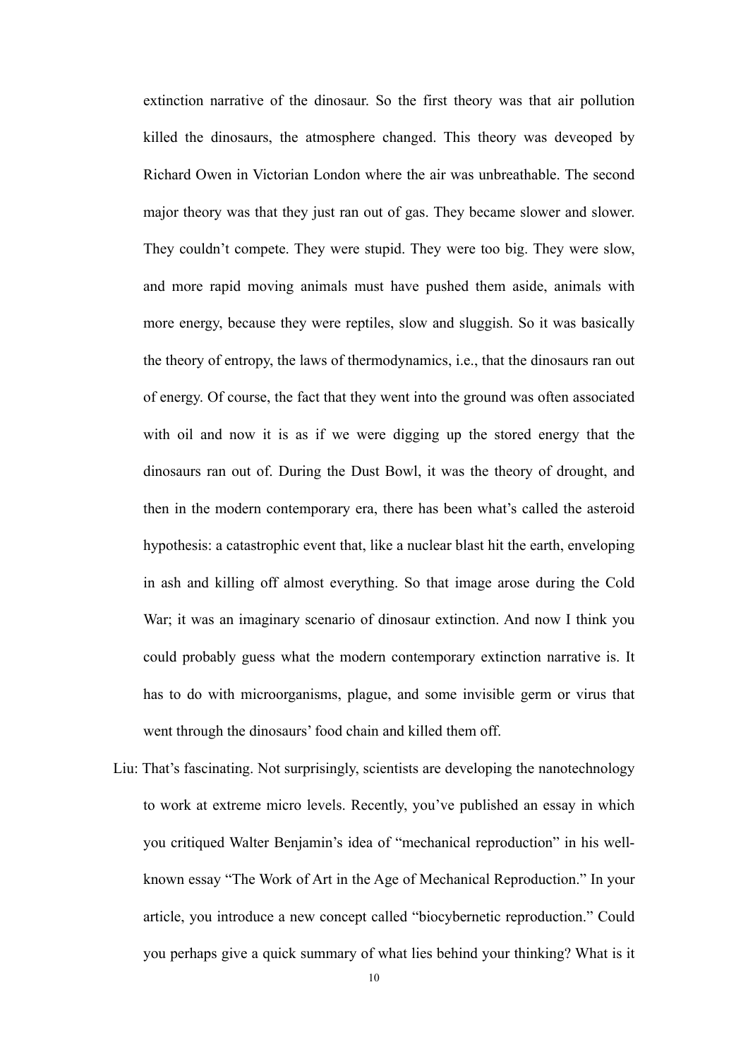extinction narrative of the dinosaur. So the first theory was that air pollution killed the dinosaurs, the atmosphere changed. This theory was deveoped by Richard Owen in Victorian London where the air was unbreathable. The second major theory was that they just ran out of gas. They became slower and slower. They couldn't compete. They were stupid. They were too big. They were slow, and more rapid moving animals must have pushed them aside, animals with more energy, because they were reptiles, slow and sluggish. So it was basically the theory of entropy, the laws of thermodynamics, i.e., that the dinosaurs ran out of energy. Of course, the fact that they went into the ground was often associated with oil and now it is as if we were digging up the stored energy that the dinosaurs ran out of. During the Dust Bowl, it was the theory of drought, and then in the modern contemporary era, there has been what's called the asteroid hypothesis: a catastrophic event that, like a nuclear blast hit the earth, enveloping in ash and killing off almost everything. So that image arose during the Cold War; it was an imaginary scenario of dinosaur extinction. And now I think you could probably guess what the modern contemporary extinction narrative is. It has to do with microorganisms, plague, and some invisible germ or virus that went through the dinosaurs' food chain and killed them off.

Liu: That's fascinating. Not surprisingly, scientists are developing the nanotechnology to work at extreme micro levels. Recently, you've published an essay in which you critiqued Walter Benjamin's idea of "mechanical reproduction" in his well-known essay "The Work of Art in the Age of Mechanical Reproduction." In your article, you introduce a new concept called "biocybernetic reproduction." Could you perhaps give a quick summary of what lies behind your thinking? What is it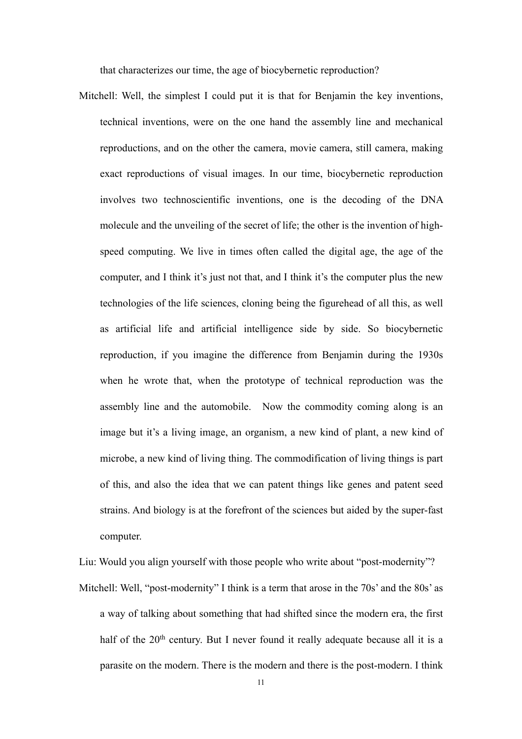that characterizes our time, the age of biocybernetic reproduction?

Mitchell: Well, the simplest I could put it is that for Benjamin the key inventions, technical inventions, were on the one hand the assembly line and mechanical reproductions, and on the other the camera, movie camera, still camera, making exact reproductions of visual images. In our time, biocybernetic reproduction involves two technoscientific inventions, one is the decoding of the DNA molecule and the unveiling of the secret of life; the other is the invention of high-speed computing. We live in times often called the digital age, the age of the computer, and I think it's just not that, and I think it's the computer plus the new technologies of the life sciences, cloning being the figurehead of all this, as well as artificial life and artificial intelligence side by side. So biocybernetic reproduction, if you imagine the difference from Benjamin during the 1930s when he wrote that, when the prototype of technical reproduction was the assembly line and the automobile. Now the commodity coming along is an image but it's a living image, an organism, a new kind of plant, a new kind of microbe, a new kind of living thing. The commodification of living things is part of this, and also the idea that we can patent things like genes and patent seed strains. And biology is at the forefront of the sciences but aided by the super-fast computer.

Liu: Would you align yourself with those people who write about "post-modernity"?

Mitchell: Well, "post-modernity" I think is a term that arose in the 70s' and the 80s' as a way of talking about something that had shifted since the modern era, the first half of the 20th century. But I never found it really adequate because all it is a parasite on the modern. There is the modern and there is the post-modern. I think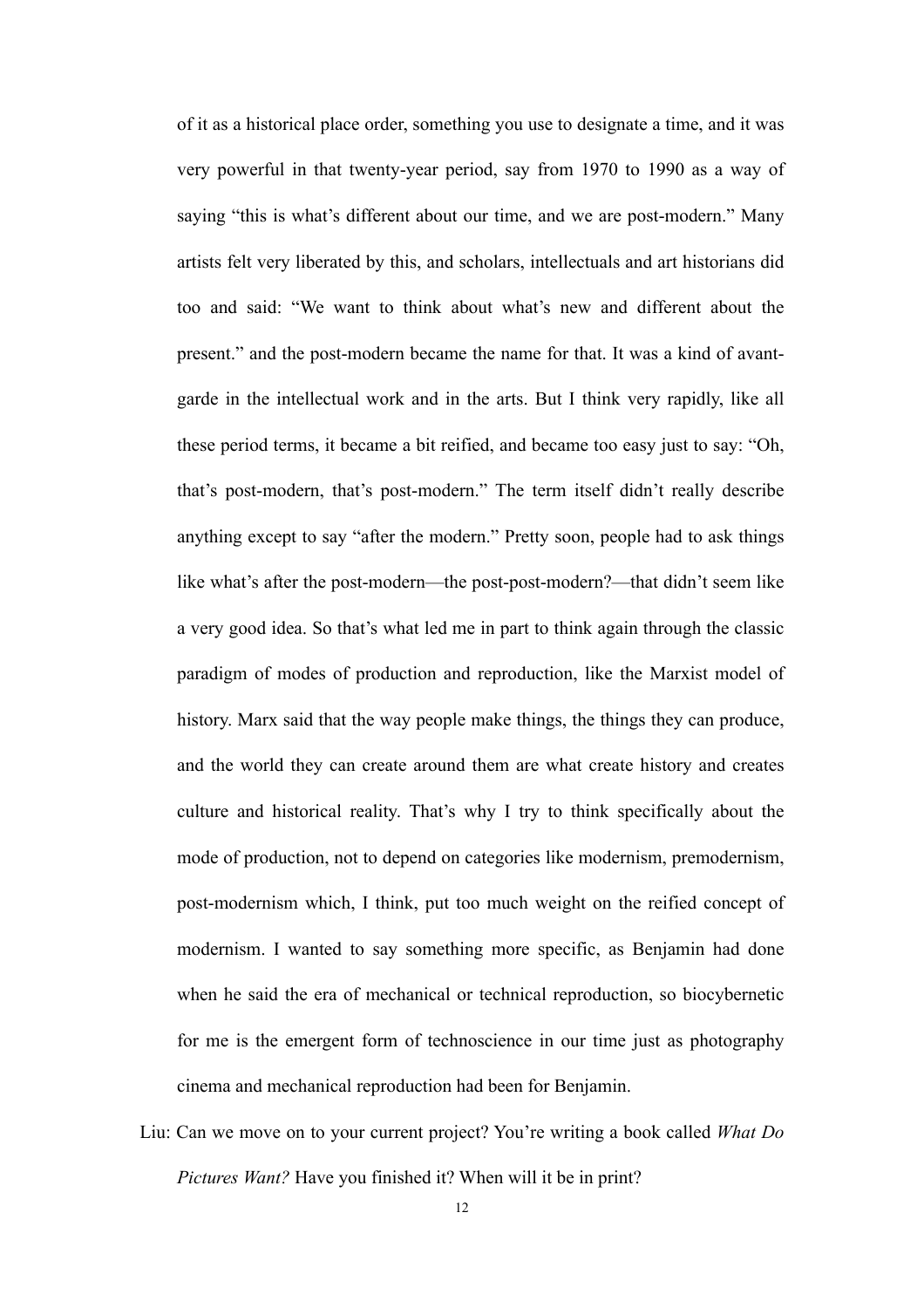of it as a historical place order, something you use to designate a time, and it was very powerful in that twenty-year period, say from 1970 to 1990 as a way of saying "this is what's different about our time, and we are post-modern." Many artists felt very liberated by this, and scholars, intellectuals and art historians did too and said: "We want to think about what's new and different about the present." and the post-modern became the name for that. It was a kind of avant-garde in the intellectual work and in the arts. But I think very rapidly, like all these period terms, it became a bit reified, and became too easy just to say: "Oh, that's post-modern, that's post-modern." The term itself didn't really describe anything except to say "after the modern." Pretty soon, people had to ask things like what's after the post-modern—the post-post-modern?—that didn't seem like a very good idea. So that's what led me in part to think again through the classic paradigm of modes of production and reproduction, like the Marxist model of history. Marx said that the way people make things, the things they can produce, and the world they can create around them are what create history and creates culture and historical reality. That's why I try to think specifically about the mode of production, not to depend on categories like modernism, premodernism, post-modernism which, I think, put too much weight on the reified concept of modernism. I wanted to say something more specific, as Benjamin had done when he said the era of mechanical or technical reproduction, so biocybernetic for me is the emergent form of technoscience in our time just as photography cinema and mechanical reproduction had been for Benjamin.

Liu: Can we move on to your current project? You're writing a book called *What Do Pictures Want?* Have you finished it? When will it be in print?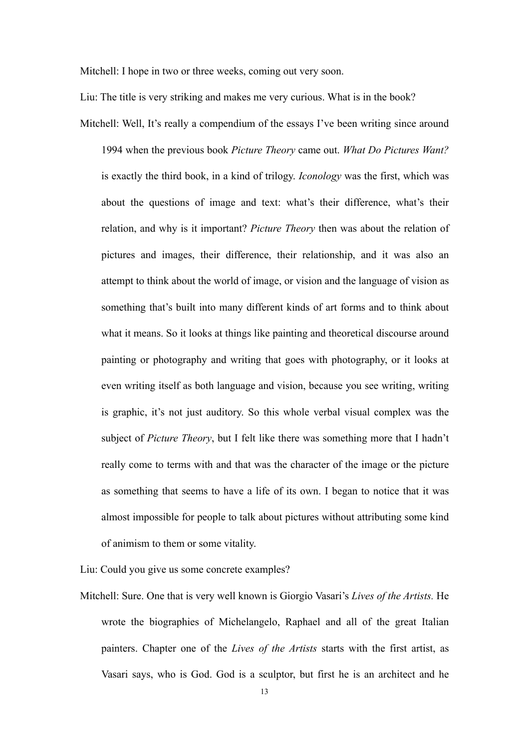Mitchell: I hope in two or three weeks, coming out very soon.

Liu: The title is very striking and makes me very curious. What is in the book?

Mitchell: Well, It's really a compendium of the essays I've been writing since around 1994 when the previous book *Picture Theory* came out. *What Do Pictures Want?* is exactly the third book, in a kind of trilogy. *Iconology* was the first, which was about the questions of image and text: what's their difference, what's their relation, and why is it important? *Picture Theory* then was about the relation of pictures and images, their difference, their relationship, and it was also an attempt to think about the world of image, or vision and the language of vision as something that's built into many different kinds of art forms and to think about what it means. So it looks at things like painting and theoretical discourse around painting or photography and writing that goes with photography, or it looks at even writing itself as both language and vision, because you see writing, writing is graphic, it's not just auditory. So this whole verbal visual complex was the subject of *Picture Theory*, but I felt like there was something more that I hadn't really come to terms with and that was the character of the image or the picture as something that seems to have a life of its own. I began to notice that it was almost impossible for people to talk about pictures without attributing some kind of animism to them or some vitality.

Liu: Could you give us some concrete examples?

Mitchell: Sure. One that is very well known is Giorgio Vasari's *Lives of the Artists.* He wrote the biographies of Michelangelo, Raphael and all of the great Italian painters. Chapter one of the *Lives of the Artists* starts with the first artist, as Vasari says, who is God. God is a sculptor, but first he is an architect and he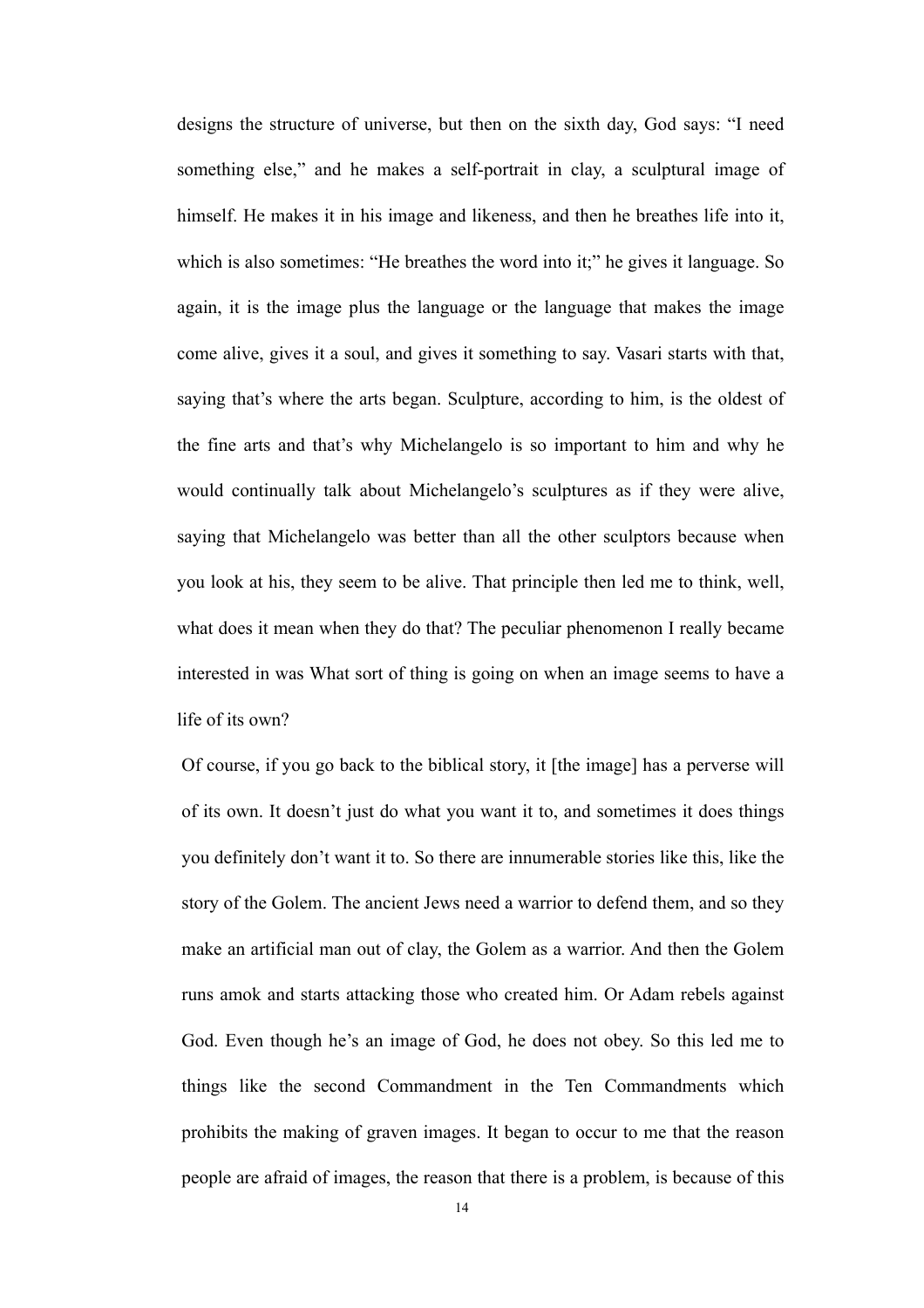designs the structure of universe, but then on the sixth day, God says: "I need something else," and he makes a self-portrait in clay, a sculptural image of himself. He makes it in his image and likeness, and then he breathes life into it, which is also sometimes: "He breathes the word into it;" he gives it language. So again, it is the image plus the language or the language that makes the image come alive, gives it a soul, and gives it something to say. Vasari starts with that, saying that's where the arts began. Sculpture, according to him, is the oldest of the fine arts and that's why Michelangelo is so important to him and why he would continually talk about Michelangelo's sculptures as if they were alive, saying that Michelangelo was better than all the other sculptors because when you look at his, they seem to be alive. That principle then led me to think, well, what does it mean when they do that? The peculiar phenomenon I really became interested in was What sort of thing is going on when an image seems to have a life of its own?

Of course, if you go back to the biblical story, it [the image] has a perverse will of its own. It doesn't just do what you want it to, and sometimes it does things you definitely don't want it to. So there are innumerable stories like this, like the story of the Golem. The ancient Jews need a warrior to defend them, and so they make an artificial man out of clay, the Golem as a warrior. And then the Golem runs amok and starts attacking those who created him. Or Adam rebels against God. Even though he's an image of God, he does not obey. So this led me to things like the second Commandment in the Ten Commandments which prohibits the making of graven images. It began to occur to me that the reason people are afraid of images, the reason that there is a problem, is because of this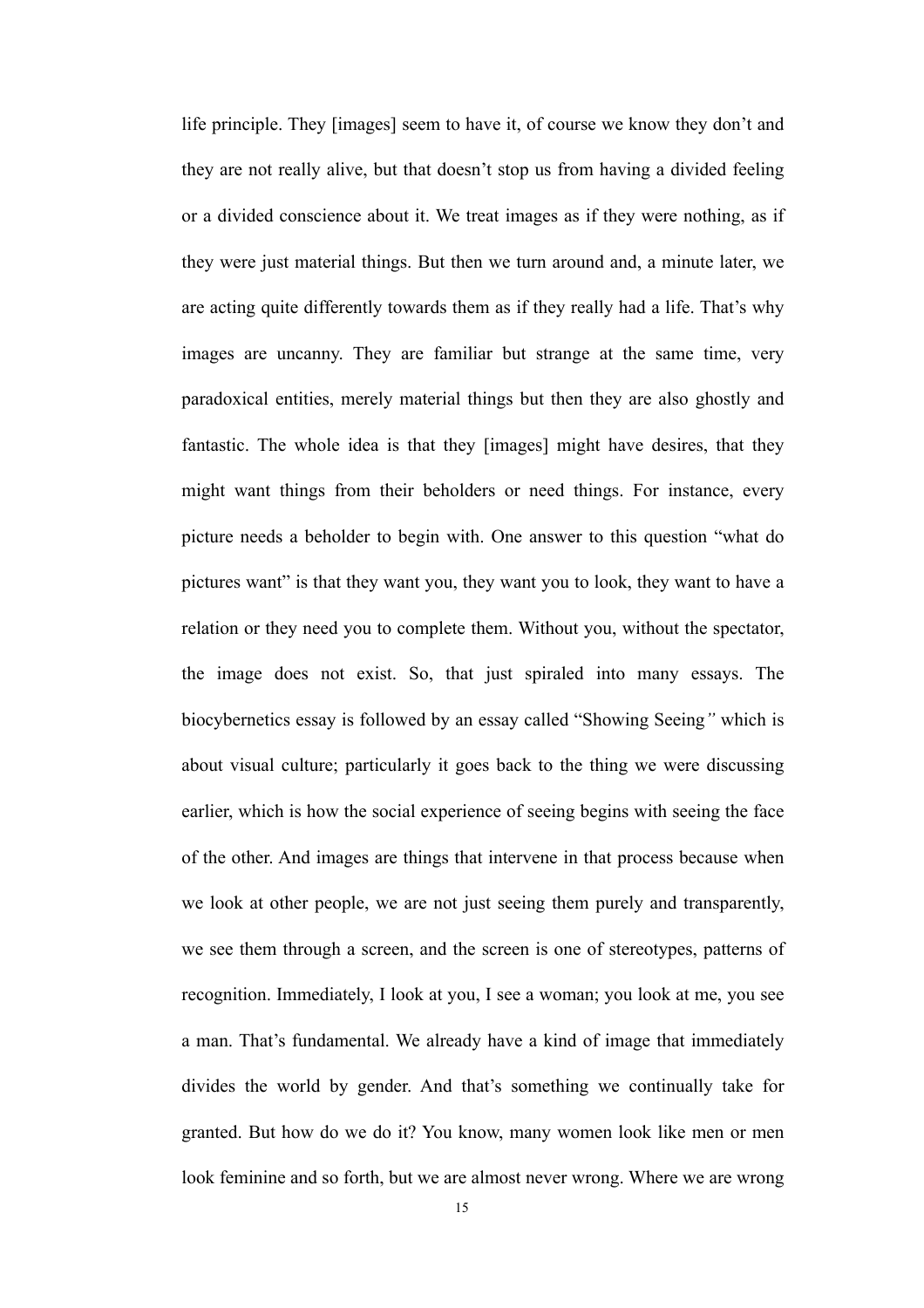life principle. They [images] seem to have it, of course we know they don't and they are not really alive, but that doesn't stop us from having a divided feeling or a divided conscience about it. We treat images as if they were nothing, as if they were just material things. But then we turn around and, a minute later, we are acting quite differently towards them as if they really had a life. That's why images are uncanny. They are familiar but strange at the same time, very paradoxical entities, merely material things but then they are also ghostly and fantastic. The whole idea is that they [images] might have desires, that they might want things from their beholders or need things. For instance, every picture needs a beholder to begin with. One answer to this question "what do pictures want" is that they want you, they want you to look, they want to have a relation or they need you to complete them. Without you, without the spectator, the image does not exist. So, that just spiraled into many essays. The biocybernetics essay is followed by an essay called "Showing Seeing" which is about visual culture; particularly it goes back to the thing we were discussing earlier, which is how the social experience of seeing begins with seeing the face of the other. And images are things that intervene in that process because when we look at other people, we are not just seeing them purely and transparently, we see them through a screen, and the screen is one of stereotypes, patterns of recognition. Immediately, I look at you, I see a woman; you look at me, you see a man. That's fundamental. We already have a kind of image that immediately divides the world by gender. And that's something we continually take for granted. But how do we do it? You know, many women look like men or men look feminine and so forth, but we are almost never wrong. Where we are wrong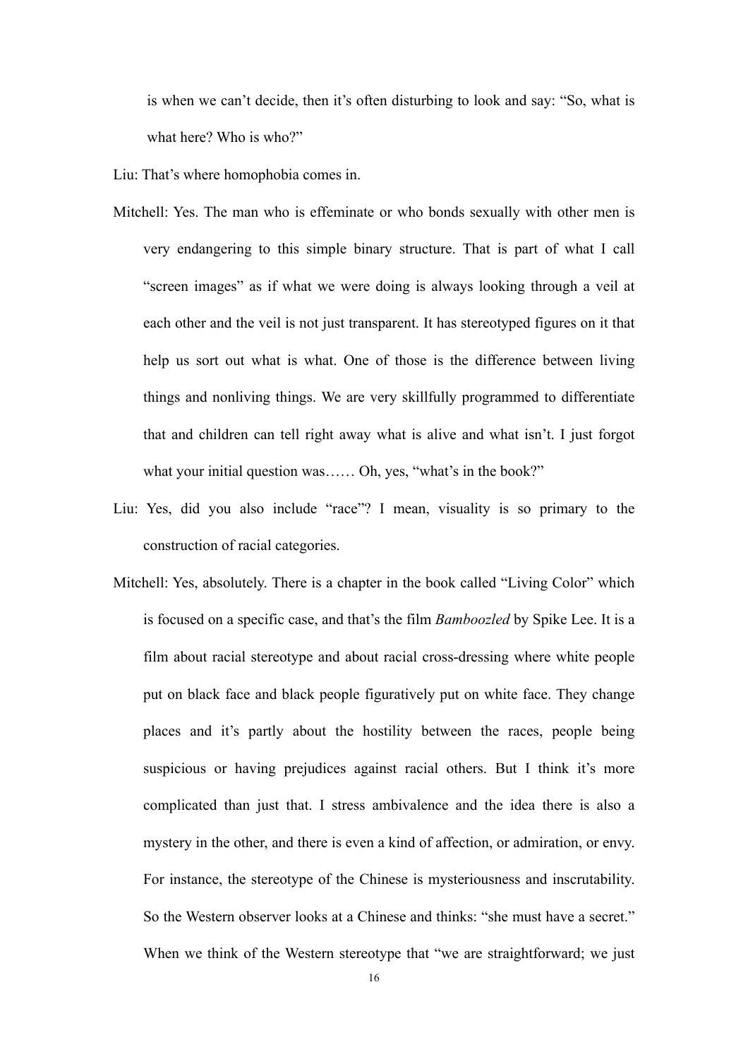is when we can't decide, then it's often disturbing to look and say: "So, what is what here? Who is who?"

Liu: That's where homophobia comes in.

Mitchell: Yes. The man who is effeminate or who bonds sexually with other men is very endangering to this simple binary structure. That is part of what I call "screen images" as if what we were doing is always looking through a veil at each other and the veil is not just transparent. It has stereotyped figures on it that help us sort out what is what. One of those is the difference between living things and nonliving things. We are very skillfully programmed to differentiate that and children can tell right away what is alive and what isn't. I just forgot what your initial question was…… Oh, yes, "what's in the book?"

Liu: Yes, did you also include "race"? I mean, visuality is so primary to the construction of racial categories.

Mitchell: Yes, absolutely. There is a chapter in the book called "Living Color" which is focused on a specific case, and that's the film *Bamboozled* by Spike Lee. It is a film about racial stereotype and about racial cross-dressing where white people put on black face and black people figuratively put on white face. They change places and it's partly about the hostility between the races, people being suspicious or having prejudices against racial others. But I think it's more complicated than just that. I stress ambivalence and the idea there is also a mystery in the other, and there is even a kind of affection, or admiration, or envy. For instance, the stereotype of the Chinese is mysteriousness and inscrutability. So the Western observer looks at a Chinese and thinks: "she must have a secret." When we think of the Western stereotype that "we are straightforward; we just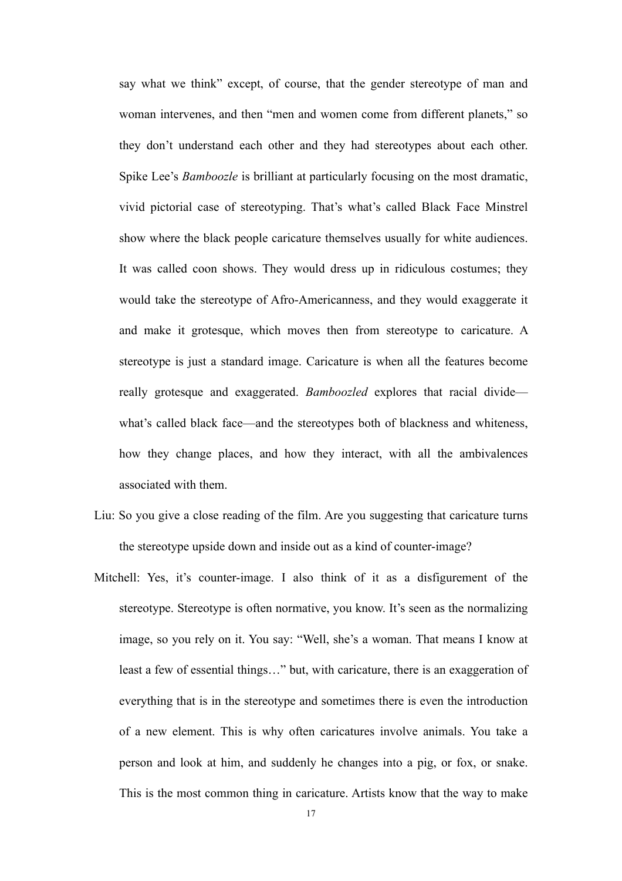say what we think" except, of course, that the gender stereotype of man and woman intervenes, and then "men and women come from different planets," so they don't understand each other and they had stereotypes about each other. Spike Lee's *Bamboozle* is brilliant at particularly focusing on the most dramatic, vivid pictorial case of stereotyping. That's what's called Black Face Minstrel show where the black people caricature themselves usually for white audiences. It was called coon shows. They would dress up in ridiculous costumes; they would take the stereotype of Afro-Americanness, and they would exaggerate it and make it grotesque, which moves then from stereotype to caricature. A stereotype is just a standard image. Caricature is when all the features become really grotesque and exaggerated. *Bamboozled* explores that racial divide—what's called black face—and the stereotypes both of blackness and whiteness, how they change places, and how they interact, with all the ambivalences associated with them.

Liu: So you give a close reading of the film. Are you suggesting that caricature turns the stereotype upside down and inside out as a kind of counter-image?

Mitchell: Yes, it's counter-image. I also think of it as a disfigurement of the stereotype. Stereotype is often normative, you know. It's seen as the normalizing image, so you rely on it. You say: "Well, she's a woman. That means I know at least a few of essential things…" but, with caricature, there is an exaggeration of everything that is in the stereotype and sometimes there is even the introduction of a new element. This is why often caricatures involve animals. You take a person and look at him, and suddenly he changes into a pig, or fox, or snake. This is the most common thing in caricature. Artists know that the way to make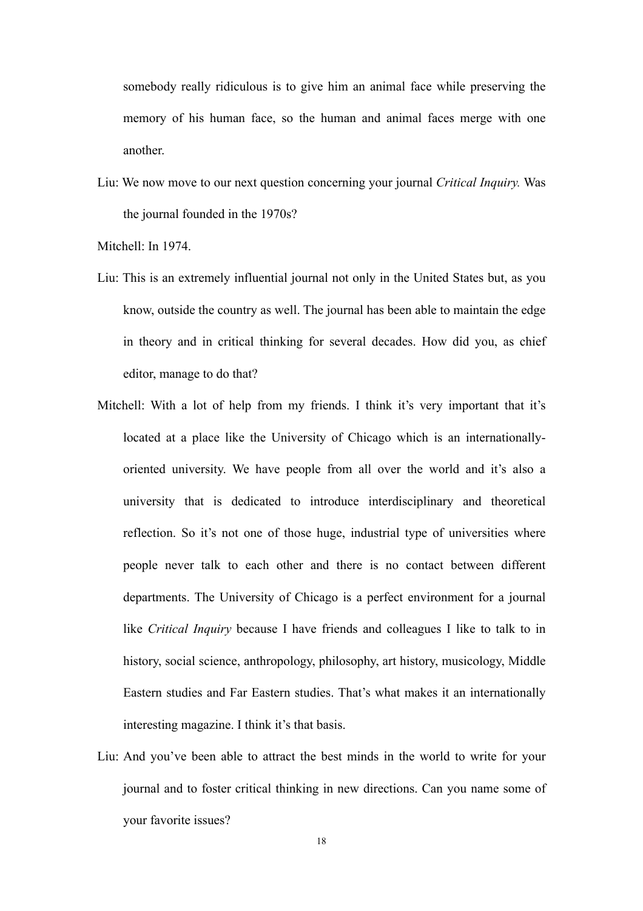somebody really ridiculous is to give him an animal face while preserving the memory of his human face, so the human and animal faces merge with one another.

Liu: We now move to our next question concerning your journal *Critical Inquiry.* Was the journal founded in the 1970s?

Mitchell: In 1974.

Liu: This is an extremely influential journal not only in the United States but, as you know, outside the country as well. The journal has been able to maintain the edge in theory and in critical thinking for several decades. How did you, as chief editor, manage to do that?

Mitchell: With a lot of help from my friends. I think it's very important that it's located at a place like the University of Chicago which is an internationally-oriented university. We have people from all over the world and it's also a university that is dedicated to introduce interdisciplinary and theoretical reflection. So it's not one of those huge, industrial type of universities where people never talk to each other and there is no contact between different departments. The University of Chicago is a perfect environment for a journal like *Critical Inquiry* because I have friends and colleagues I like to talk to in history, social science, anthropology, philosophy, art history, musicology, Middle Eastern studies and Far Eastern studies. That's what makes it an internationally interesting magazine. I think it's that basis.

Liu: And you've been able to attract the best minds in the world to write for your journal and to foster critical thinking in new directions. Can you name some of your favorite issues?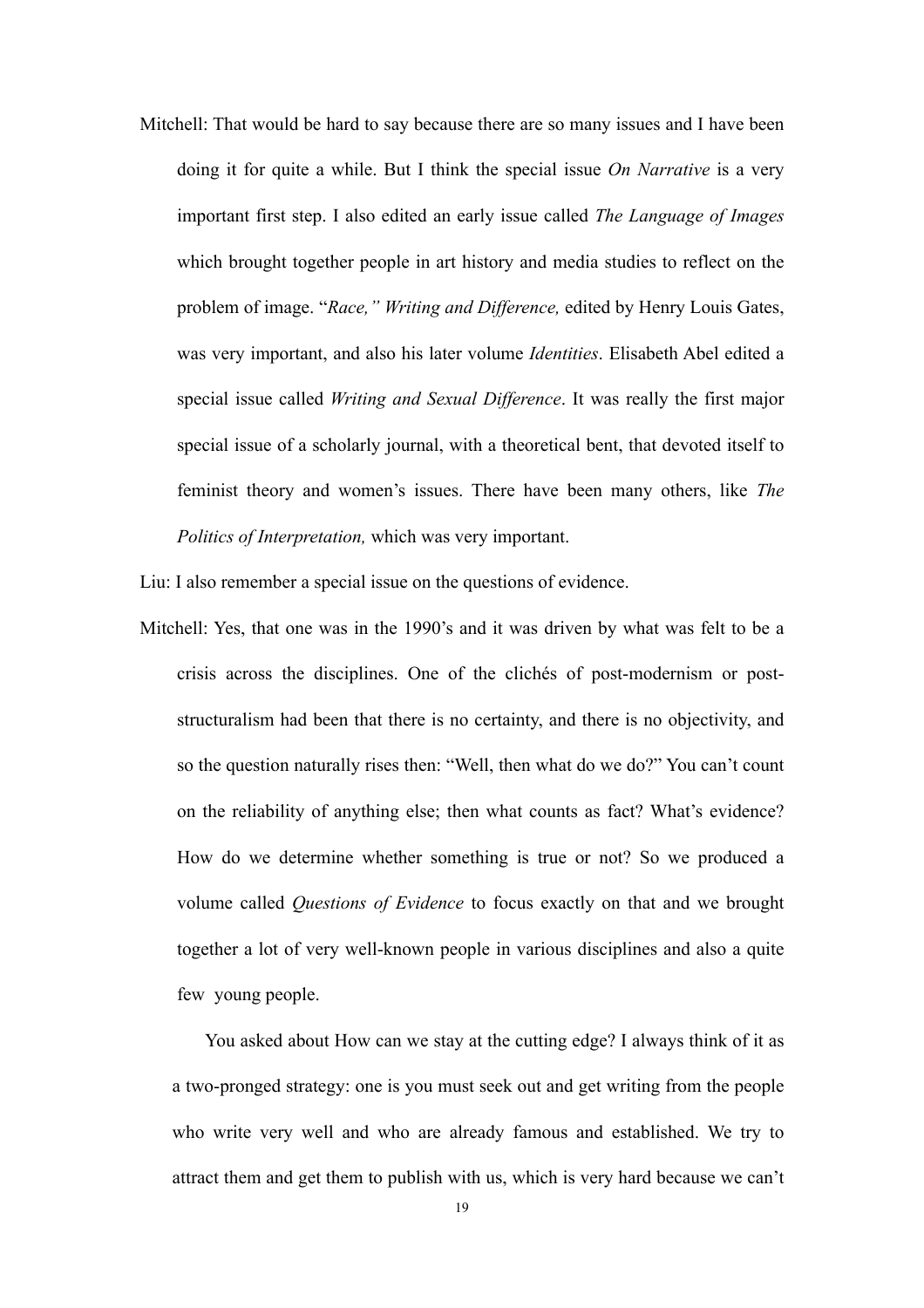Mitchell: That would be hard to say because there are so many issues and I have been doing it for quite a while. But I think the special issue *On Narrative* is a very important first step. I also edited an early issue called *The Language of Images* which brought together people in art history and media studies to reflect on the problem of image. "*Race," Writing and Difference,* edited by Henry Louis Gates, was very important, and also his later volume *Identities*. Elisabeth Abel edited a special issue called *Writing and Sexual Difference*. It was really the first major special issue of a scholarly journal, with a theoretical bent, that devoted itself to feminist theory and women's issues. There have been many others, like *The Politics of Interpretation,* which was very important.

Liu: I also remember a special issue on the questions of evidence.

Mitchell: Yes, that one was in the 1990's and it was driven by what was felt to be a crisis across the disciplines. One of the clichés of post-modernism or post-structuralism had been that there is no certainty, and there is no objectivity, and so the question naturally rises then: "Well, then what do we do?" You can't count on the reliability of anything else; then what counts as fact? What's evidence? How do we determine whether something is true or not? So we produced a volume called *Questions of Evidence* to focus exactly on that and we brought together a lot of very well-known people in various disciplines and also a quite few young people.

You asked about How can we stay at the cutting edge? I always think of it as a two-pronged strategy: one is you must seek out and get writing from the people who write very well and who are already famous and established. We try to attract them and get them to publish with us, which is very hard because we can't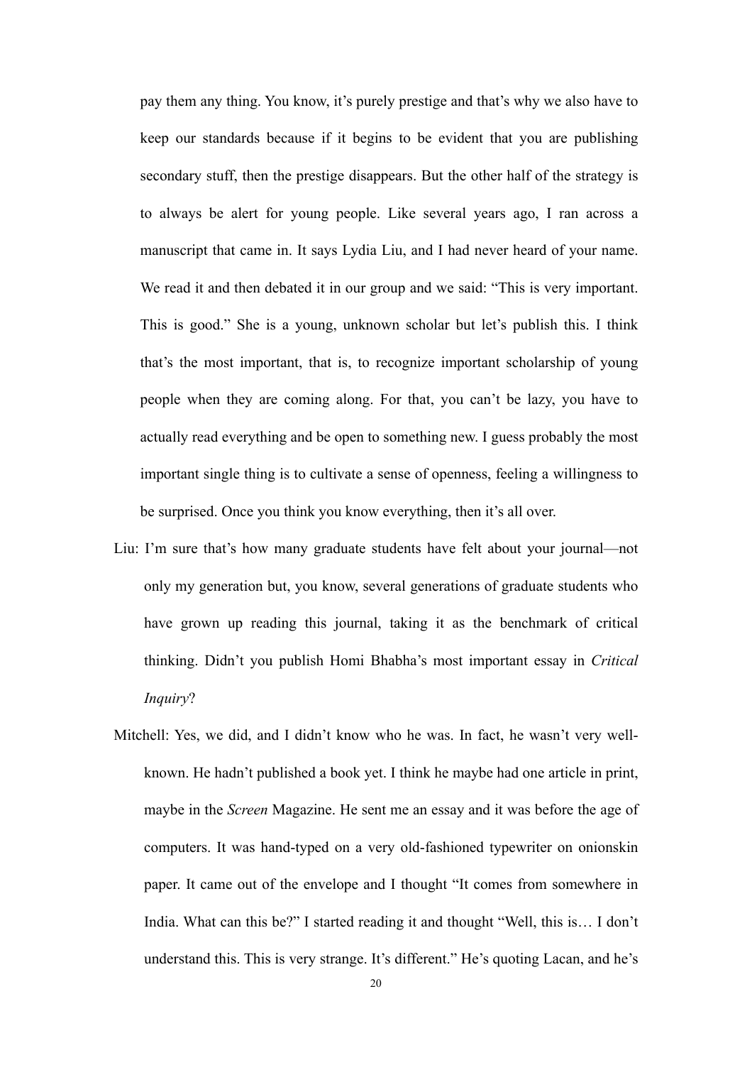pay them any thing. You know, it's purely prestige and that's why we also have to keep our standards because if it begins to be evident that you are publishing secondary stuff, then the prestige disappears. But the other half of the strategy is to always be alert for young people. Like several years ago, I ran across a manuscript that came in. It says Lydia Liu, and I had never heard of your name. We read it and then debated it in our group and we said: "This is very important. This is good." She is a young, unknown scholar but let's publish this. I think that's the most important, that is, to recognize important scholarship of young people when they are coming along. For that, you can't be lazy, you have to actually read everything and be open to something new. I guess probably the most important single thing is to cultivate a sense of openness, feeling a willingness to be surprised. Once you think you know everything, then it's all over.

Liu: I'm sure that's how many graduate students have felt about your journal—not only my generation but, you know, several generations of graduate students who have grown up reading this journal, taking it as the benchmark of critical thinking. Didn't you publish Homi Bhabha's most important essay in *Critical Inquiry*?

Mitchell: Yes, we did, and I didn't know who he was. In fact, he wasn't very well-known. He hadn't published a book yet. I think he maybe had one article in print, maybe in the *Screen* Magazine. He sent me an essay and it was before the age of computers. It was hand-typed on a very old-fashioned typewriter on onionskin paper. It came out of the envelope and I thought "It comes from somewhere in India. What can this be?" I started reading it and thought "Well, this is… I don't understand this. This is very strange. It's different." He's quoting Lacan, and he's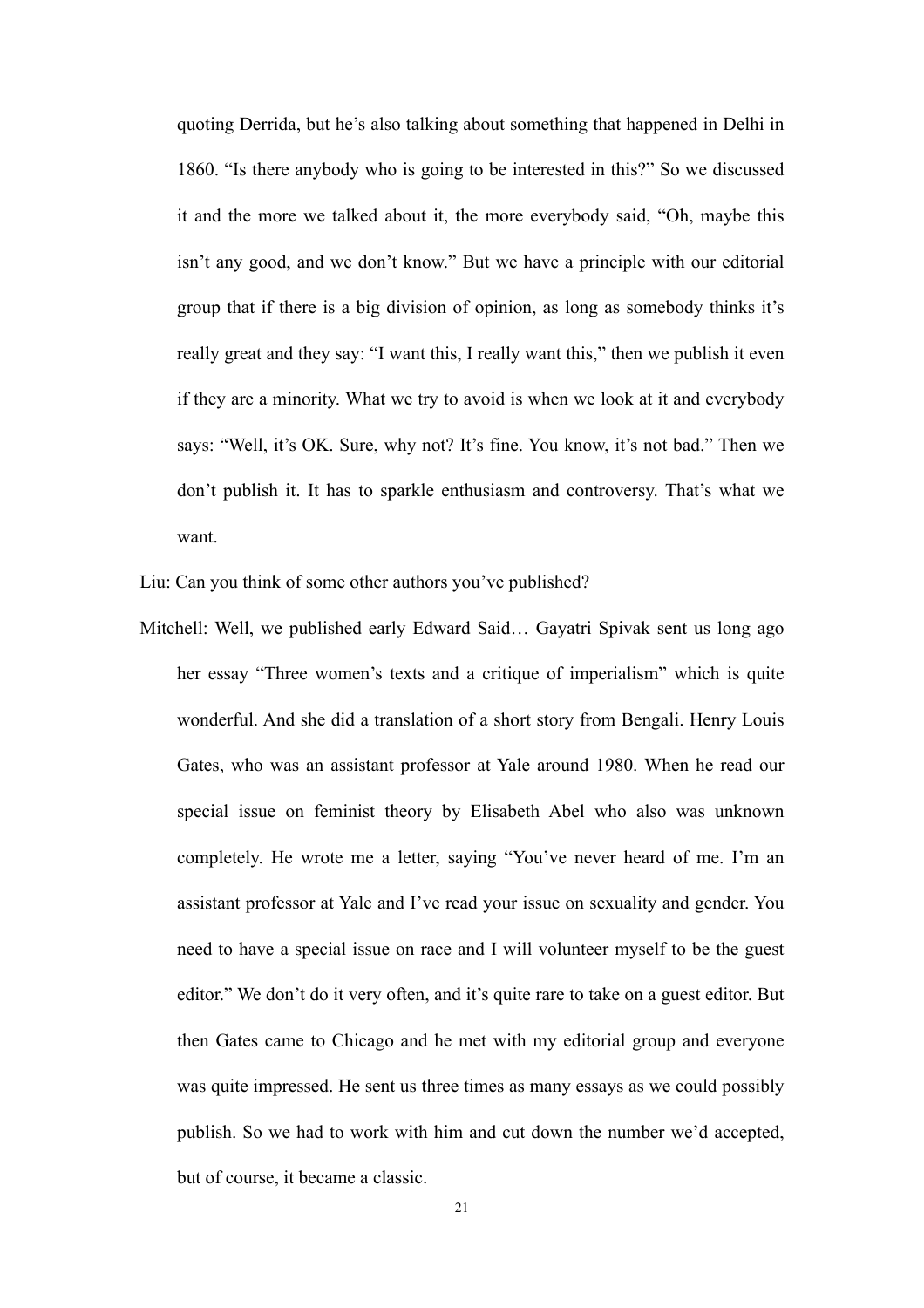quoting Derrida, but he's also talking about something that happened in Delhi in 1860. "Is there anybody who is going to be interested in this?" So we discussed it and the more we talked about it, the more everybody said, "Oh, maybe this isn't any good, and we don't know." But we have a principle with our editorial group that if there is a big division of opinion, as long as somebody thinks it's really great and they say: "I want this, I really want this," then we publish it even if they are a minority. What we try to avoid is when we look at it and everybody says: "Well, it's OK. Sure, why not? It's fine. You know, it's not bad." Then we don't publish it. It has to sparkle enthusiasm and controversy. That's what we want.

Liu: Can you think of some other authors you've published?

Mitchell: Well, we published early Edward Said… Gayatri Spivak sent us long ago her essay "Three women's texts and a critique of imperialism" which is quite wonderful. And she did a translation of a short story from Bengali. Henry Louis Gates, who was an assistant professor at Yale around 1980. When he read our special issue on feminist theory by Elisabeth Abel who also was unknown completely. He wrote me a letter, saying "You've never heard of me. I'm an assistant professor at Yale and I've read your issue on sexuality and gender. You need to have a special issue on race and I will volunteer myself to be the guest editor." We don't do it very often, and it's quite rare to take on a guest editor. But then Gates came to Chicago and he met with my editorial group and everyone was quite impressed. He sent us three times as many essays as we could possibly publish. So we had to work with him and cut down the number we'd accepted, but of course, it became a classic.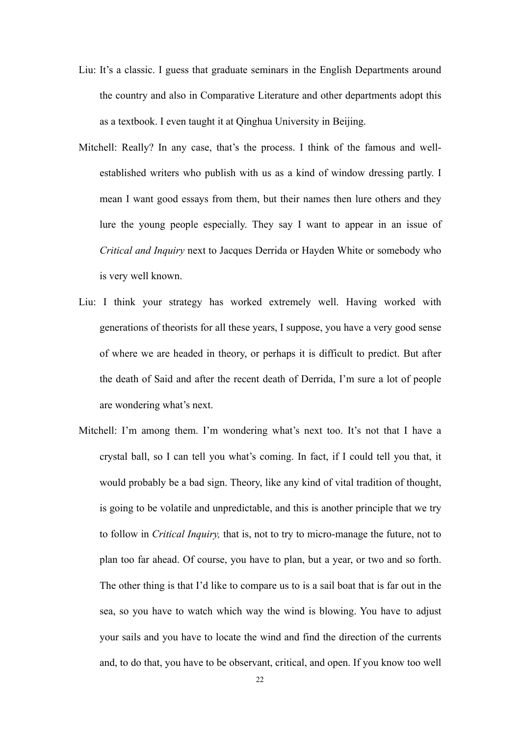Liu: It's a classic. I guess that graduate seminars in the English Departments around the country and also in Comparative Literature and other departments adopt this as a textbook. I even taught it at Qinghua University in Beijing.

Mitchell: Really? In any case, that's the process. I think of the famous and well-established writers who publish with us as a kind of window dressing partly. I mean I want good essays from them, but their names then lure others and they lure the young people especially. They say I want to appear in an issue of *Critical and Inquiry* next to Jacques Derrida or Hayden White or somebody who is very well known.

Liu: I think your strategy has worked extremely well. Having worked with generations of theorists for all these years, I suppose, you have a very good sense of where we are headed in theory, or perhaps it is difficult to predict. But after the death of Said and after the recent death of Derrida, I'm sure a lot of people are wondering what's next.

Mitchell: I'm among them. I'm wondering what's next too. It's not that I have a crystal ball, so I can tell you what's coming. In fact, if I could tell you that, it would probably be a bad sign. Theory, like any kind of vital tradition of thought, is going to be volatile and unpredictable, and this is another principle that we try to follow in *Critical Inquiry,* that is, not to try to micro-manage the future, not to plan too far ahead. Of course, you have to plan, but a year, or two and so forth. The other thing is that I'd like to compare us to is a sail boat that is far out in the sea, so you have to watch which way the wind is blowing. You have to adjust your sails and you have to locate the wind and find the direction of the currents and, to do that, you have to be observant, critical, and open. If you know too well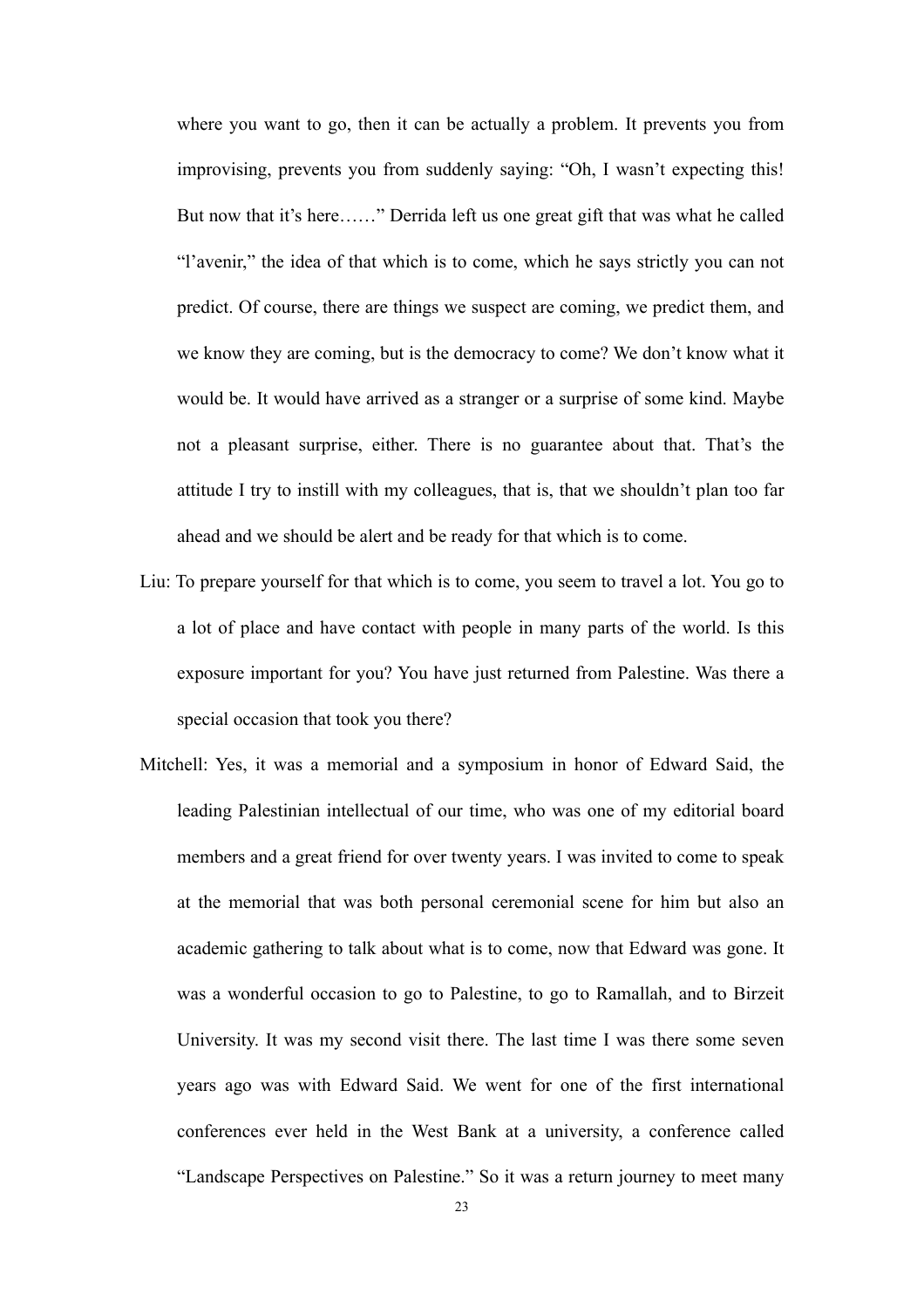where you want to go, then it can be actually a problem. It prevents you from improvising, prevents you from suddenly saying: "Oh, I wasn't expecting this! But now that it's here……" Derrida left us one great gift that was what he called "l'avenir," the idea of that which is to come, which he says strictly you can not predict. Of course, there are things we suspect are coming, we predict them, and we know they are coming, but is the democracy to come? We don't know what it would be. It would have arrived as a stranger or a surprise of some kind. Maybe not a pleasant surprise, either. There is no guarantee about that. That's the attitude I try to instill with my colleagues, that is, that we shouldn't plan too far ahead and we should be alert and be ready for that which is to come.

Liu: To prepare yourself for that which is to come, you seem to travel a lot. You go to a lot of place and have contact with people in many parts of the world. Is this exposure important for you? You have just returned from Palestine. Was there a special occasion that took you there?

Mitchell: Yes, it was a memorial and a symposium in honor of Edward Said, the leading Palestinian intellectual of our time, who was one of my editorial board members and a great friend for over twenty years. I was invited to come to speak at the memorial that was both personal ceremonial scene for him but also an academic gathering to talk about what is to come, now that Edward was gone. It was a wonderful occasion to go to Palestine, to go to Ramallah, and to Birzeit University. It was my second visit there. The last time I was there some seven years ago was with Edward Said. We went for one of the first international conferences ever held in the West Bank at a university, a conference called "Landscape Perspectives on Palestine." So it was a return journey to meet many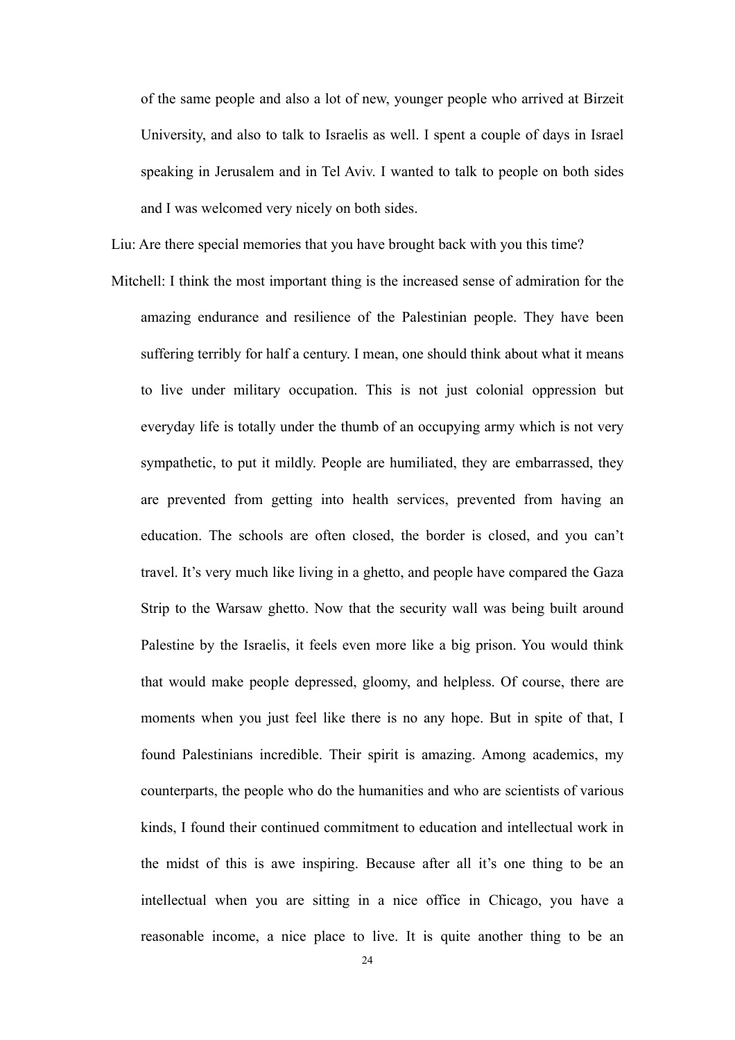of the same people and also a lot of new, younger people who arrived at Birzeit University, and also to talk to Israelis as well. I spent a couple of days in Israel speaking in Jerusalem and in Tel Aviv. I wanted to talk to people on both sides and I was welcomed very nicely on both sides.

Liu: Are there special memories that you have brought back with you this time?

Mitchell: I think the most important thing is the increased sense of admiration for the amazing endurance and resilience of the Palestinian people. They have been suffering terribly for half a century. I mean, one should think about what it means to live under military occupation. This is not just colonial oppression but everyday life is totally under the thumb of an occupying army which is not very sympathetic, to put it mildly. People are humiliated, they are embarrassed, they are prevented from getting into health services, prevented from having an education. The schools are often closed, the border is closed, and you can't travel. It's very much like living in a ghetto, and people have compared the Gaza Strip to the Warsaw ghetto. Now that the security wall was being built around Palestine by the Israelis, it feels even more like a big prison. You would think that would make people depressed, gloomy, and helpless. Of course, there are moments when you just feel like there is no any hope. But in spite of that, I found Palestinians incredible. Their spirit is amazing. Among academics, my counterparts, the people who do the humanities and who are scientists of various kinds, I found their continued commitment to education and intellectual work in the midst of this is awe inspiring. Because after all it's one thing to be an intellectual when you are sitting in a nice office in Chicago, you have a reasonable income, a nice place to live. It is quite another thing to be an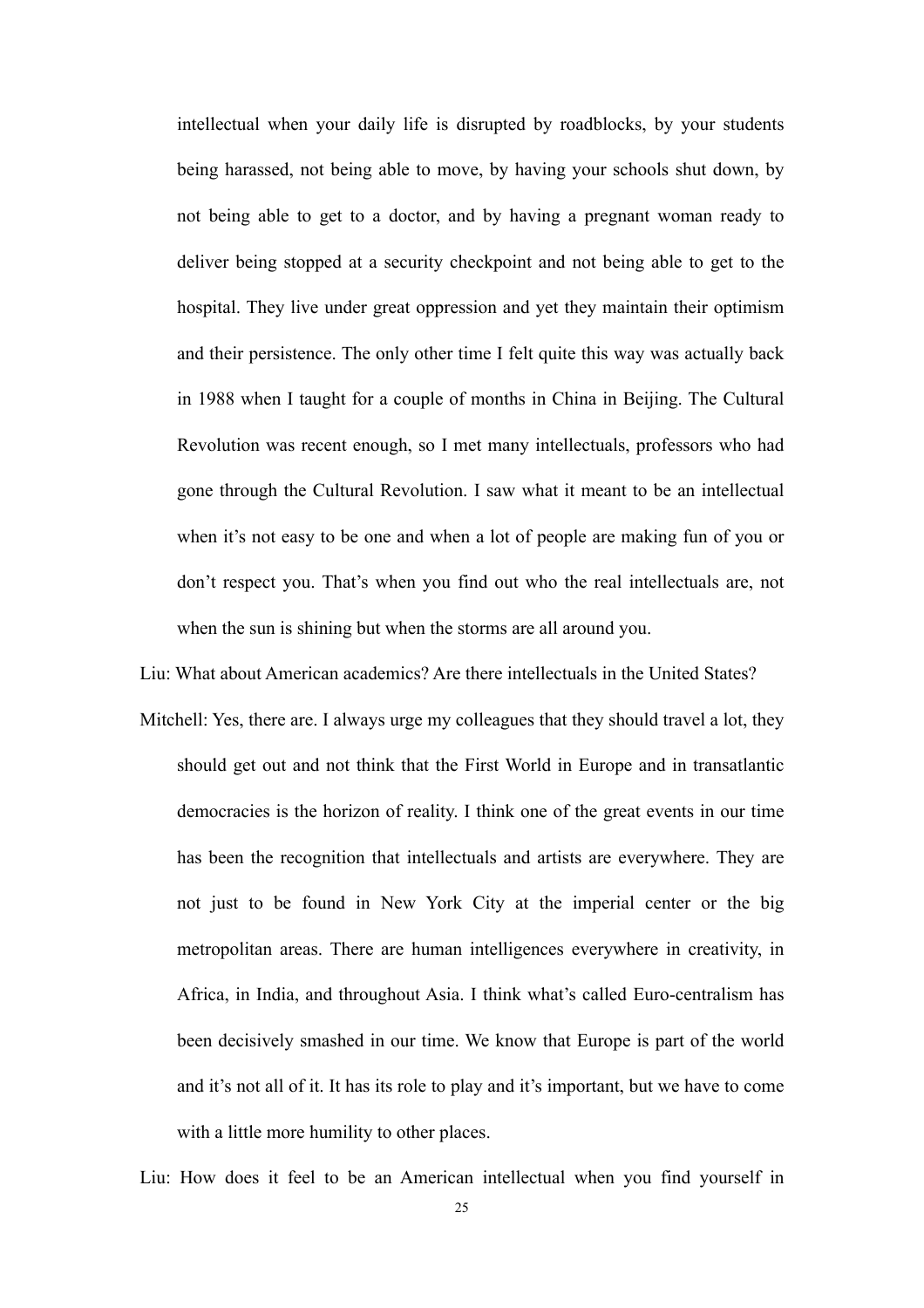intellectual when your daily life is disrupted by roadblocks, by your students being harassed, not being able to move, by having your schools shut down, by not being able to get to a doctor, and by having a pregnant woman ready to deliver being stopped at a security checkpoint and not being able to get to the hospital. They live under great oppression and yet they maintain their optimism and their persistence. The only other time I felt quite this way was actually back in 1988 when I taught for a couple of months in China in Beijing. The Cultural Revolution was recent enough, so I met many intellectuals, professors who had gone through the Cultural Revolution. I saw what it meant to be an intellectual when it's not easy to be one and when a lot of people are making fun of you or don't respect you. That's when you find out who the real intellectuals are, not when the sun is shining but when the storms are all around you.

Liu: What about American academics? Are there intellectuals in the United States?

Mitchell: Yes, there are. I always urge my colleagues that they should travel a lot, they should get out and not think that the First World in Europe and in transatlantic democracies is the horizon of reality. I think one of the great events in our time has been the recognition that intellectuals and artists are everywhere. They are not just to be found in New York City at the imperial center or the big metropolitan areas. There are human intelligences everywhere in creativity, in Africa, in India, and throughout Asia. I think what's called Euro-centralism has been decisively smashed in our time. We know that Europe is part of the world and it's not all of it. It has its role to play and it's important, but we have to come with a little more humility to other places.

Liu: How does it feel to be an American intellectual when you find yourself in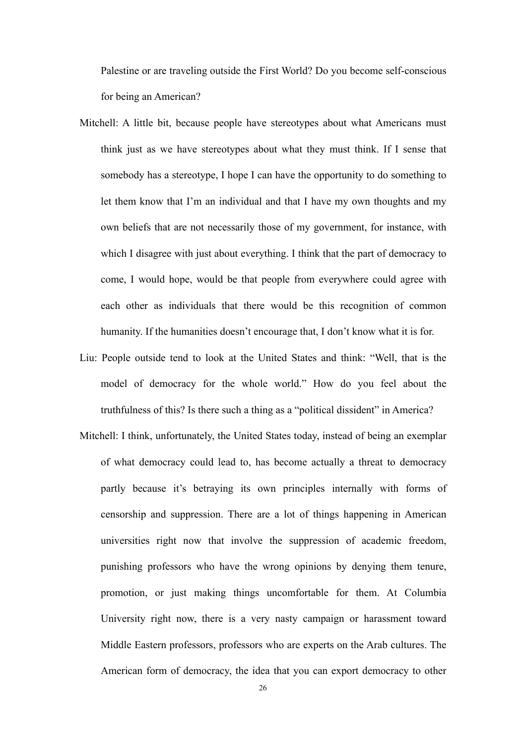Palestine or are traveling outside the First World? Do you become self-conscious for being an American?

Mitchell: A little bit, because people have stereotypes about what Americans must think just as we have stereotypes about what they must think. If I sense that somebody has a stereotype, I hope I can have the opportunity to do something to let them know that I'm an individual and that I have my own thoughts and my own beliefs that are not necessarily those of my government, for instance, with which I disagree with just about everything. I think that the part of democracy to come, I would hope, would be that people from everywhere could agree with each other as individuals that there would be this recognition of common humanity. If the humanities doesn't encourage that, I don't know what it is for.

Liu: People outside tend to look at the United States and think: "Well, that is the model of democracy for the whole world." How do you feel about the truthfulness of this? Is there such a thing as a "political dissident" in America?

Mitchell: I think, unfortunately, the United States today, instead of being an exemplar of what democracy could lead to, has become actually a threat to democracy partly because it's betraying its own principles internally with forms of censorship and suppression. There are a lot of things happening in American universities right now that involve the suppression of academic freedom, punishing professors who have the wrong opinions by denying them tenure, promotion, or just making things uncomfortable for them. At Columbia University right now, there is a very nasty campaign or harassment toward Middle Eastern professors, professors who are experts on the Arab cultures. The American form of democracy, the idea that you can export democracy to other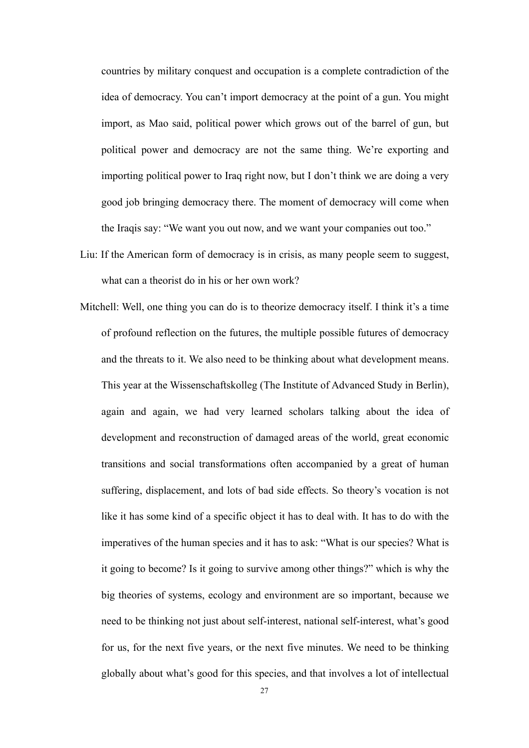countries by military conquest and occupation is a complete contradiction of the idea of democracy. You can't import democracy at the point of a gun. You might import, as Mao said, political power which grows out of the barrel of gun, but political power and democracy are not the same thing. We're exporting and importing political power to Iraq right now, but I don't think we are doing a very good job bringing democracy there. The moment of democracy will come when the Iraqis say: "We want you out now, and we want your companies out too."

Liu: If the American form of democracy is in crisis, as many people seem to suggest, what can a theorist do in his or her own work?

Mitchell: Well, one thing you can do is to theorize democracy itself. I think it's a time of profound reflection on the futures, the multiple possible futures of democracy and the threats to it. We also need to be thinking about what development means. This year at the Wissenschaftskolleg (The Institute of Advanced Study in Berlin), again and again, we had very learned scholars talking about the idea of development and reconstruction of damaged areas of the world, great economic transitions and social transformations often accompanied by a great of human suffering, displacement, and lots of bad side effects. So theory's vocation is not like it has some kind of a specific object it has to deal with. It has to do with the imperatives of the human species and it has to ask: "What is our species? What is it going to become? Is it going to survive among other things?" which is why the big theories of systems, ecology and environment are so important, because we need to be thinking not just about self-interest, national self-interest, what's good for us, for the next five years, or the next five minutes. We need to be thinking globally about what's good for this species, and that involves a lot of intellectual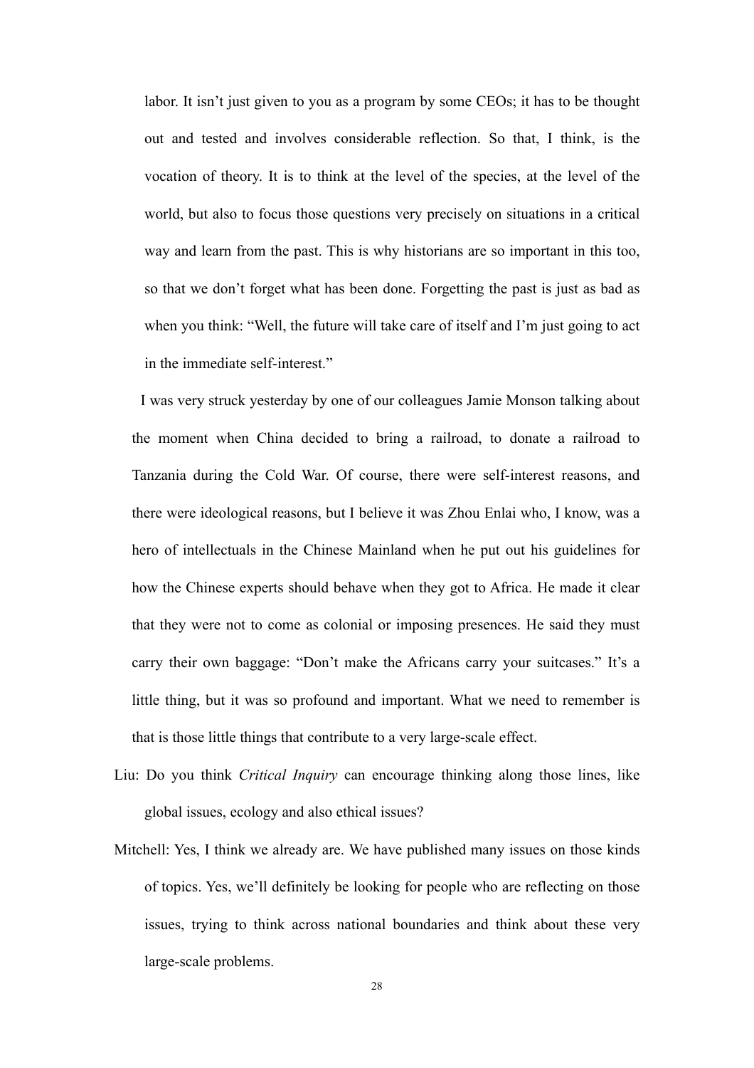labor. It isn't just given to you as a program by some CEOs; it has to be thought out and tested and involves considerable reflection. So that, I think, is the vocation of theory. It is to think at the level of the species, at the level of the world, but also to focus those questions very precisely on situations in a critical way and learn from the past. This is why historians are so important in this too, so that we don't forget what has been done. Forgetting the past is just as bad as when you think: "Well, the future will take care of itself and I'm just going to act in the immediate self-interest."

I was very struck yesterday by one of our colleagues Jamie Monson talking about the moment when China decided to bring a railroad, to donate a railroad to Tanzania during the Cold War. Of course, there were self-interest reasons, and there were ideological reasons, but I believe it was Zhou Enlai who, I know, was a hero of intellectuals in the Chinese Mainland when he put out his guidelines for how the Chinese experts should behave when they got to Africa. He made it clear that they were not to come as colonial or imposing presences. He said they must carry their own baggage: "Don't make the Africans carry your suitcases." It's a little thing, but it was so profound and important. What we need to remember is that is those little things that contribute to a very large-scale effect.

Liu: Do you think *Critical Inquiry* can encourage thinking along those lines, like global issues, ecology and also ethical issues?

Mitchell: Yes, I think we already are. We have published many issues on those kinds of topics. Yes, we'll definitely be looking for people who are reflecting on those issues, trying to think across national boundaries and think about these very large-scale problems.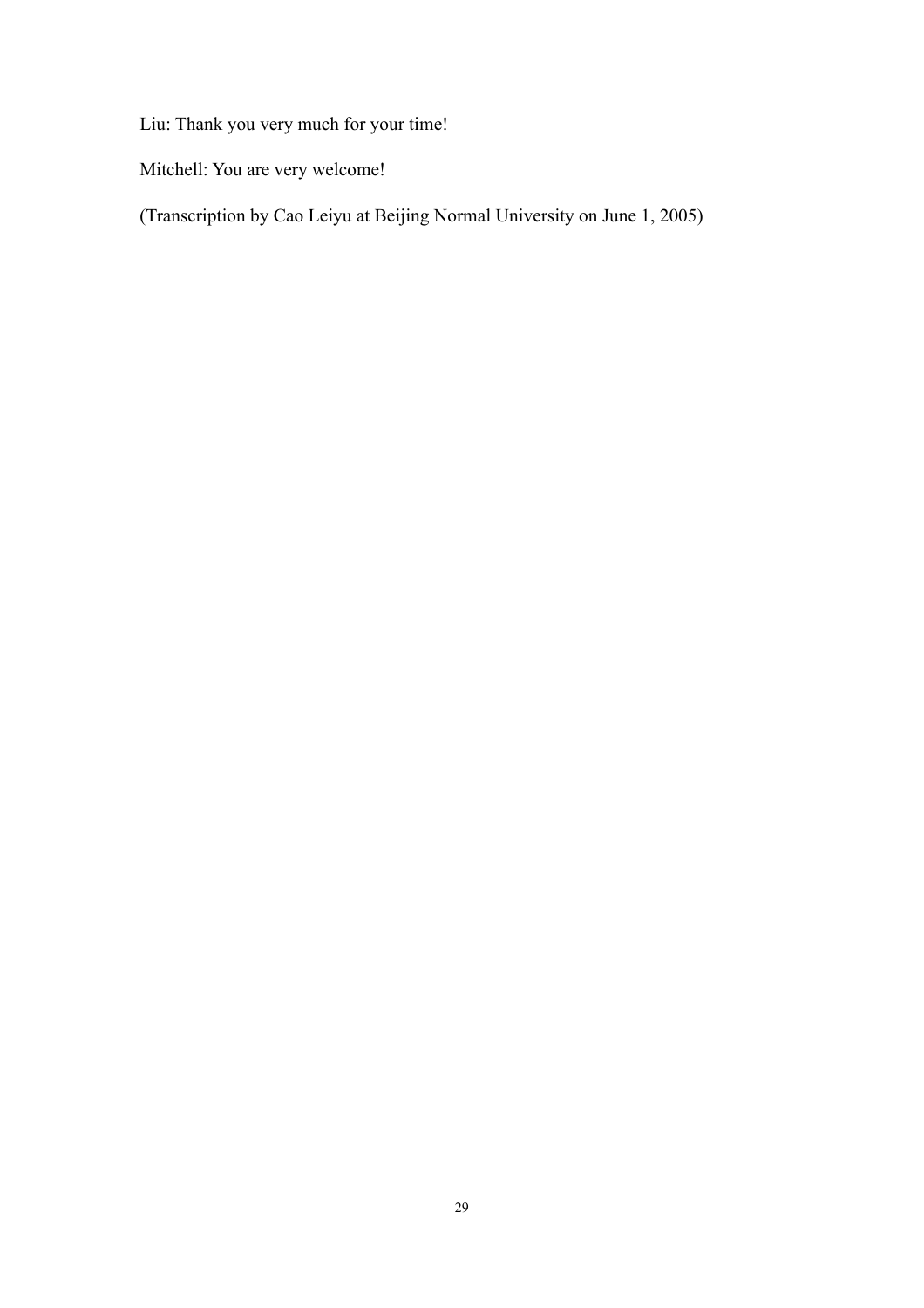Liu: Thank you very much for your time!

Mitchell: You are very welcome!

(Transcription by Cao Leiyu at Beijing Normal University on June 1, 2005)